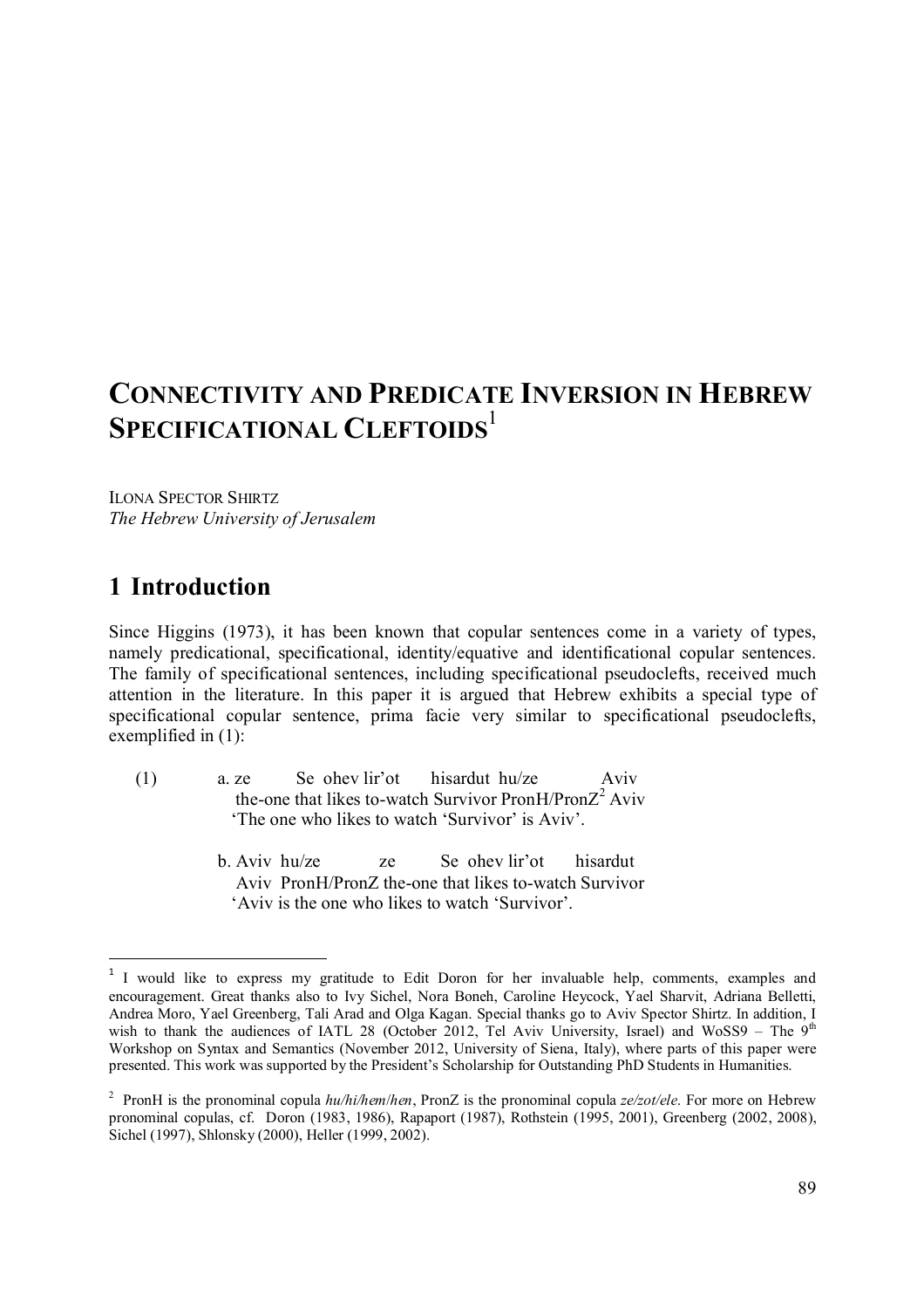# CONNECTIVITY AND PREDICATE INVERSION IN HEBREW SPECIFICATIONAL CLEFTOIDS[1]

ILONA SPECTOR SHIRTZ
*The Hebrew University of Jerusalem*

## 1 Introduction

Since Higgins (1973), it has been known that copular sentences come in a variety of types, namely predicational, specificational, identity/equative and identificational copular sentences. The family of specificational sentences, including specificational pseudoclefts, received much attention in the literature. In this paper it is argued that Hebrew exhibits a special type of specificational copular sentence, prima facie very similar to specificational pseudoclefts, exemplified in (1):

(1) a. ze Se ohev lir'ot hisardut hu/ze Aviv
   the-one that likes to-watch Survivor PronH/PronZ[2] Aviv
   'The one who likes to watch 'Survivor' is Aviv'.

   b. Aviv hu/ze ze Se ohev lir'ot hisardut
   Aviv PronH/PronZ the-one that likes to-watch Survivor
   'Aviv is the one who likes to watch 'Survivor'.

---

[1] I would like to express my gratitude to Edit Doron for her invaluable help, comments, examples and encouragement. Great thanks also to Ivy Sichel, Nora Boneh, Caroline Heycock, Yael Sharvit, Adriana Belletti, Andrea Moro, Yael Greenberg, Tali Arad and Olga Kagan. Special thanks go to Aviv Spector Shirtz. In addition, I wish to thank the audiences of IATL 28 (October 2012, Tel Aviv University, Israel) and WoSS9 – The 9th Workshop on Syntax and Semantics (November 2012, University of Siena, Italy), where parts of this paper were presented. This work was supported by the President's Scholarship for Outstanding PhD Students in Humanities.

[2] PronH is the pronominal copula *hu/hi/hem/hen*, PronZ is the pronominal copula *ze/zot/ele*. For more on Hebrew pronominal copulas, cf. Doron (1983, 1986), Rapaport (1987), Rothstein (1995, 2001), Greenberg (2002, 2008), Sichel (1997), Shlonsky (2000), Heller (1999, 2002).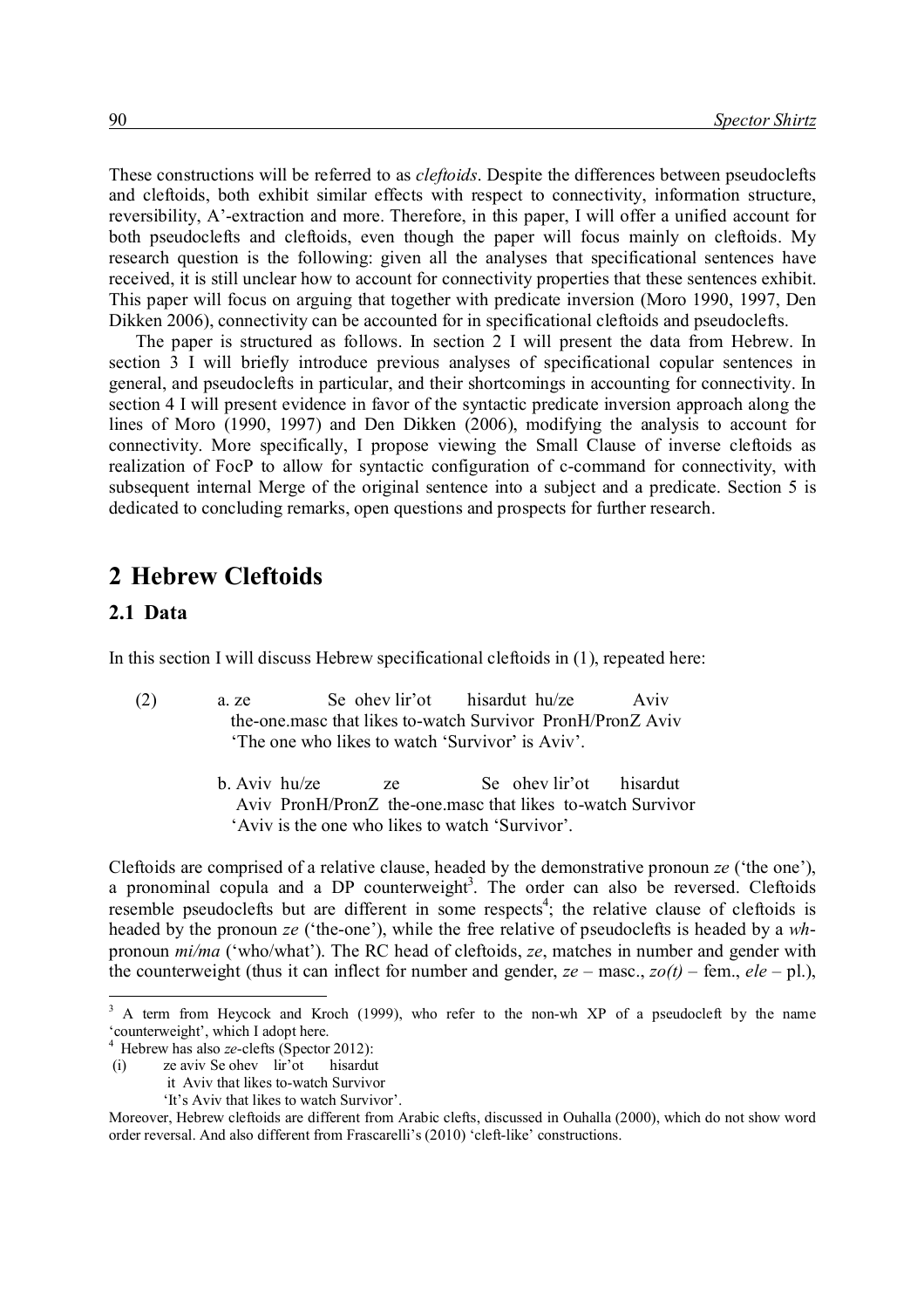These constructions will be referred to as *cleftoids*. Despite the differences between pseudoclefts and cleftoids, both exhibit similar effects with respect to connectivity, information structure, reversibility, A'-extraction and more. Therefore, in this paper, I will offer a unified account for both pseudoclefts and cleftoids, even though the paper will focus mainly on cleftoids. My research question is the following: given all the analyses that specificational sentences have received, it is still unclear how to account for connectivity properties that these sentences exhibit. This paper will focus on arguing that together with predicate inversion (Moro 1990, 1997, Den Dikken 2006), connectivity can be accounted for in specificational cleftoids and pseudoclefts.

The paper is structured as follows. In section 2 I will present the data from Hebrew. In section 3 I will briefly introduce previous analyses of specificational copular sentences in general, and pseudoclefts in particular, and their shortcomings in accounting for connectivity. In section 4 I will present evidence in favor of the syntactic predicate inversion approach along the lines of Moro (1990, 1997) and Den Dikken (2006), modifying the analysis to account for connectivity. More specifically, I propose viewing the Small Clause of inverse cleftoids as realization of FocP to allow for syntactic configuration of c-command for connectivity, with subsequent internal Merge of the original sentence into a subject and a predicate. Section 5 is dedicated to concluding remarks, open questions and prospects for further research.

# 2 Hebrew Cleftoids

## 2.1 Data

In this section I will discuss Hebrew specificational cleftoids in (1), repeated here:

(2) a. ze Se ohev lir'ot hisardut hu/ze Aviv
   the-one.masc that likes to-watch Survivor PronH/PronZ Aviv
   'The one who likes to watch 'Survivor' is Aviv'.

   b. Aviv hu/ze ze Se ohev lir'ot hisardut
   Aviv PronH/PronZ the-one.masc that likes to-watch Survivor
   'Aviv is the one who likes to watch 'Survivor'.

Cleftoids are comprised of a relative clause, headed by the demonstrative pronoun *ze* ('the one'), a pronominal copula and a DP counterweight[3]. The order can also be reversed. Cleftoids resemble pseudoclefts but are different in some respects[4]; the relative clause of cleftoids is headed by the pronoun *ze* ('the-one'), while the free relative of pseudoclefts is headed by a *wh*-pronoun *mi/ma* ('who/what'). The RC head of cleftoids, *ze*, matches in number and gender with the counterweight (thus it can inflect for number and gender, *ze* – masc., *zo(t)* – fem., *ele* – pl.),

---

[3] A term from Heycock and Kroch (1999), who refer to the non-wh XP of a pseudocleft by the name 'counterweight', which I adopt here.

[4] Hebrew has also *ze*-clefts (Spector 2012):

(i) ze aviv Se ohev lir'ot hisardut
   it Aviv that likes to-watch Survivor
   'It's Aviv that likes to watch Survivor'.

Moreover, Hebrew cleftoids are different from Arabic clefts, discussed in Ouhalla (2000), which do not show word order reversal. And also different from Frascarelli's (2010) 'cleft-like' constructions.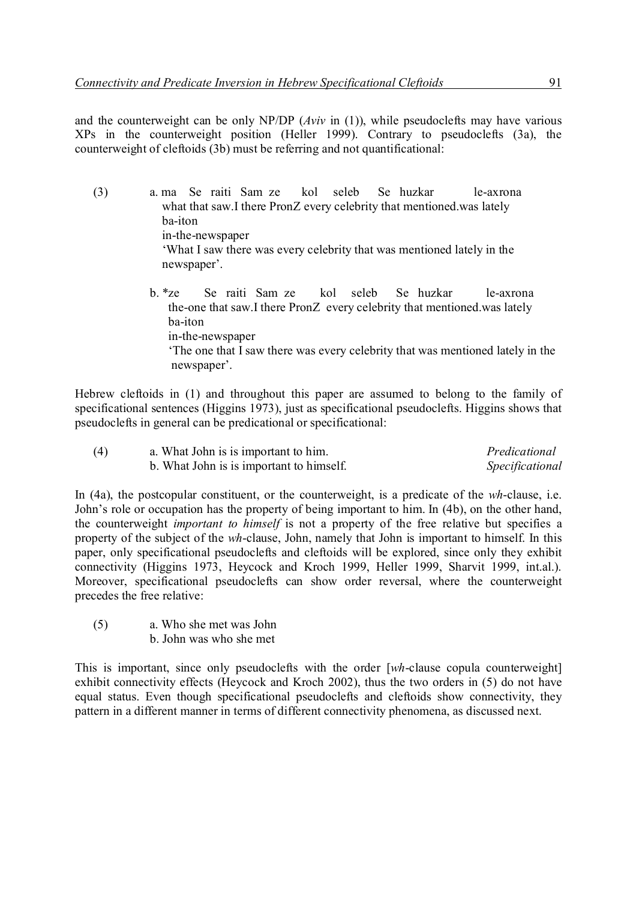and the counterweight can be only NP/DP (*Aviv* in (1)), while pseudoclefts may have various XPs in the counterweight position (Heller 1999). Contrary to pseudoclefts (3a), the counterweight of cleftoids (3b) must be referring and not quantificational:

(3) a. ma Se raiti Sam ze kol seleb Se huzkar le-axrona
   what that saw.I there PronZ every celebrity that mentioned.was lately
   ba-iton
   in-the-newspaper
   'What I saw there was every celebrity that was mentioned lately in the newspaper'.

   b. *ze Se raiti Sam ze kol seleb Se huzkar le-axrona
   the-one that saw.I there PronZ every celebrity that mentioned.was lately
   ba-iton
   in-the-newspaper
   'The one that I saw there was every celebrity that was mentioned lately in the newspaper'.

Hebrew cleftoids in (1) and throughout this paper are assumed to belong to the family of specificational sentences (Higgins 1973), just as specificational pseudoclefts. Higgins shows that pseudoclefts in general can be predicational or specificational:

(4) a. What John is is important to him. *Predicational*
   b. What John is is important to himself. *Specificational*

In (4a), the postcopular constituent, or the counterweight, is a predicate of the *wh*-clause, i.e. John's role or occupation has the property of being important to him. In (4b), on the other hand, the counterweight *important to himself* is not a property of the free relative but specifies a property of the subject of the *wh*-clause, John, namely that John is important to himself. In this paper, only specificational pseudoclefts and cleftoids will be explored, since only they exhibit connectivity (Higgins 1973, Heycock and Kroch 1999, Heller 1999, Sharvit 1999, int.al.). Moreover, specificational pseudoclefts can show order reversal, where the counterweight precedes the free relative:

(5) a. Who she met was John
   b. John was who she met

This is important, since only pseudoclefts with the order [*wh*-clause copula counterweight] exhibit connectivity effects (Heycock and Kroch 2002), thus the two orders in (5) do not have equal status. Even though specificational pseudoclefts and cleftoids show connectivity, they pattern in a different manner in terms of different connectivity phenomena, as discussed next.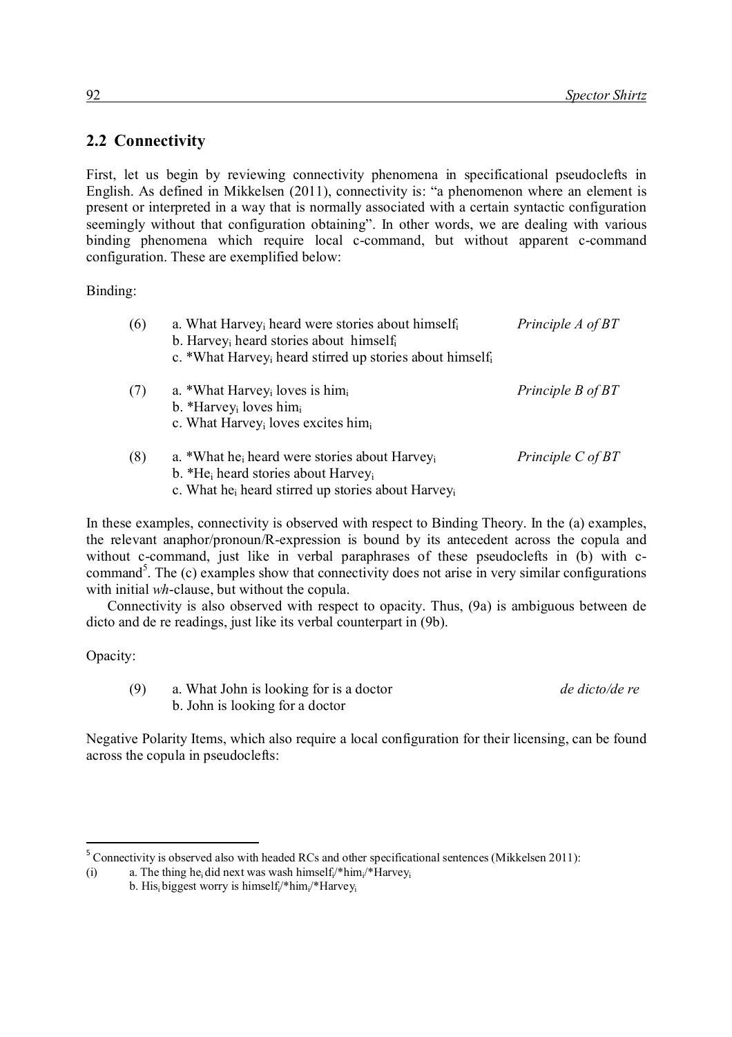## 2.2 Connectivity

First, let us begin by reviewing connectivity phenomena in specificational pseudoclefts in English. As defined in Mikkelsen (2011), connectivity is: "a phenomenon where an element is present or interpreted in a way that is normally associated with a certain syntactic configuration seemingly without that configuration obtaining". In other words, we are dealing with various binding phenomena which require local c-command, but without apparent c-command configuration. These are exemplified below:

Binding:

(6) a. What Harvey$_i$ heard were stories about himself$_i$ *Principle A of BT*
 b. Harvey$_i$ heard stories about himself$_i$
 c. *What Harvey$_i$ heard stirred up stories about himself$_i$

(7) a. *What Harvey$_i$ loves is him$_i$ *Principle B of BT*
 b. *Harvey$_i$ loves him$_i$
 c. What Harvey$_i$ loves excites him$_i$

(8) a. *What he$_i$ heard were stories about Harvey$_i$ *Principle C of BT*
 b. *He$_i$ heard stories about Harvey$_i$
 c. What he$_i$ heard stirred up stories about Harvey$_i$

In these examples, connectivity is observed with respect to Binding Theory. In the (a) examples, the relevant anaphor/pronoun/R-expression is bound by its antecedent across the copula and without c-command, just like in verbal paraphrases of these pseudoclefts in (b) with c-command[5]. The (c) examples show that connectivity does not arise in very similar configurations with initial *wh*-clause, but without the copula.

Connectivity is also observed with respect to opacity. Thus, (9a) is ambiguous between de dicto and de re readings, just like its verbal counterpart in (9b).

Opacity:

(9) a. What John is looking for is a doctor *de dicto/de re*
 b. John is looking for a doctor

Negative Polarity Items, which also require a local configuration for their licensing, can be found across the copula in pseudoclefts:

---

[5] Connectivity is observed also with headed RCs and other specificational sentences (Mikkelsen 2011):

(i) a. The thing he$_i$ did next was wash himself$_i$/*him$_i$/*Harvey$_i$
 b. His$_i$ biggest worry is himself$_i$/*him$_i$/*Harvey$_i$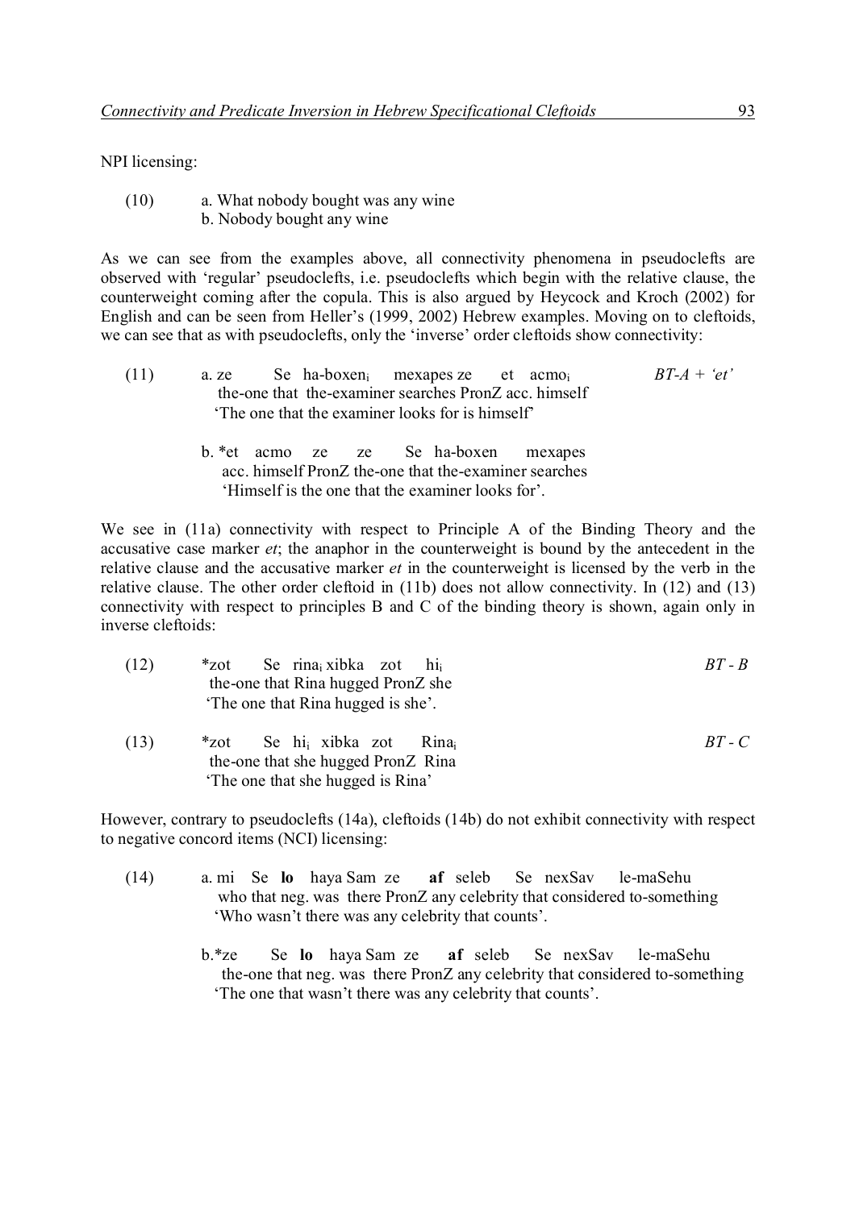NPI licensing:

(10) a. What nobody bought was any wine
b. Nobody bought any wine

As we can see from the examples above, all connectivity phenomena in pseudoclefts are observed with 'regular' pseudoclefts, i.e. pseudoclefts which begin with the relative clause, the counterweight coming after the copula. This is also argued by Heycock and Kroch (2002) for English and can be seen from Heller's (1999, 2002) Hebrew examples. Moving on to cleftoids, we can see that as with pseudoclefts, only the 'inverse' order cleftoids show connectivity:

(11) a. ze Se ha-boxen$_i$ mexapes ze et acmo$_i$ *BT-A + 'et'*
the-one that the-examiner searches PronZ acc. himself
'The one that the examiner looks for is himself'

b. *et acmo ze ze Se ha-boxen mexapes
acc. himself PronZ the-one that the-examiner searches
'Himself is the one that the examiner looks for'.

We see in (11a) connectivity with respect to Principle A of the Binding Theory and the accusative case marker *et*; the anaphor in the counterweight is bound by the antecedent in the relative clause and the accusative marker *et* in the counterweight is licensed by the verb in the relative clause. The other order cleftoid in (11b) does not allow connectivity. In (12) and (13) connectivity with respect to principles B and C of the binding theory is shown, again only in inverse cleftoids:

(12) *zot Se rina$_i$ xibka zot hi$_i$ *BT - B*
the-one that Rina hugged PronZ she
'The one that Rina hugged is she'.

(13) *zot Se hi$_i$ xibka zot Rina$_i$ *BT - C*
the-one that she hugged PronZ Rina
'The one that she hugged is Rina'

However, contrary to pseudoclefts (14a), cleftoids (14b) do not exhibit connectivity with respect to negative concord items (NCI) licensing:

(14) a. mi Se **lo** haya Sam ze **af** seleb Se nexSav le-maSehu
who that neg. was there PronZ any celebrity that considered to-something
'Who wasn't there was any celebrity that counts'.

b.*ze Se **lo** haya Sam ze **af** seleb Se nexSav le-maSehu
the-one that neg. was there PronZ any celebrity that considered to-something
'The one that wasn't there was any celebrity that counts'.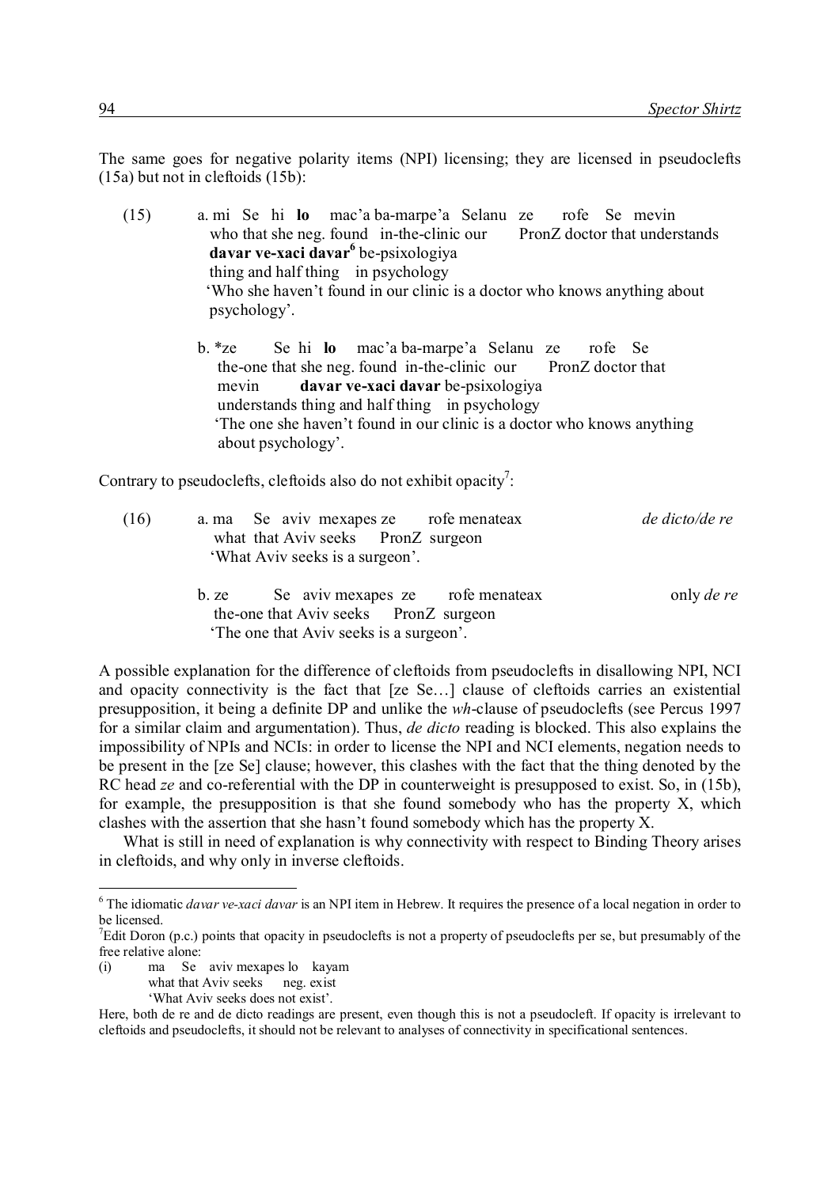The same goes for negative polarity items (NPI) licensing; they are licensed in pseudoclefts (15a) but not in cleftoids (15b):

(15) a. mi Se hi **lo** mac'a ba-marpe'a Selanu ze rofe Se mevin
  who that she neg. found in-the-clinic our PronZ doctor that understands
  **davar ve-xaci davar**[6] be-psixologiya
  thing and half thing in psychology
  'Who she haven't found in our clinic is a doctor who knows anything about psychology'.

 b. *ze Se hi **lo** mac'a ba-marpe'a Selanu ze rofe Se
  the-one that she neg. found in-the-clinic our PronZ doctor that
  mevin **davar ve-xaci davar** be-psixologiya
  understands thing and half thing in psychology
  'The one she haven't found in our clinic is a doctor who knows anything about psychology'.

Contrary to pseudoclefts, cleftoids also do not exhibit opacity[7]:

(16) a. ma Se aviv mexapes ze rofe menateax *de dicto/de re*
  what that Aviv seeks PronZ surgeon
  'What Aviv seeks is a surgeon'.

 b. ze Se aviv mexapes ze rofe menateax only *de re*
  the-one that Aviv seeks PronZ surgeon
  'The one that Aviv seeks is a surgeon'.

A possible explanation for the difference of cleftoids from pseudoclefts in disallowing NPI, NCI and opacity connectivity is the fact that [ze Se…] clause of cleftoids carries an existential presupposition, it being a definite DP and unlike the *wh*-clause of pseudoclefts (see Percus 1997 for a similar claim and argumentation). Thus, *de dicto* reading is blocked. This also explains the impossibility of NPIs and NCIs: in order to license the NPI and NCI elements, negation needs to be present in the [ze Se] clause; however, this clashes with the fact that the thing denoted by the RC head *ze* and co-referential with the DP in counterweight is presupposed to exist. So, in (15b), for example, the presupposition is that she found somebody who has the property X, which clashes with the assertion that she hasn't found somebody which has the property X.

What is still in need of explanation is why connectivity with respect to Binding Theory arises in cleftoids, and why only in inverse cleftoids.

---

[6] The idiomatic *davar ve-xaci davar* is an NPI item in Hebrew. It requires the presence of a local negation in order to be licensed.

[7] Edit Doron (p.c.) points that opacity in pseudoclefts is not a property of pseudoclefts per se, but presumably of the free relative alone:

(i) ma Se aviv mexapes lo kayam
  what that Aviv seeks neg. exist
  'What Aviv seeks does not exist'.

Here, both de re and de dicto readings are present, even though this is not a pseudocleft. If opacity is irrelevant to cleftoids and pseudoclefts, it should not be relevant to analyses of connectivity in specificational sentences.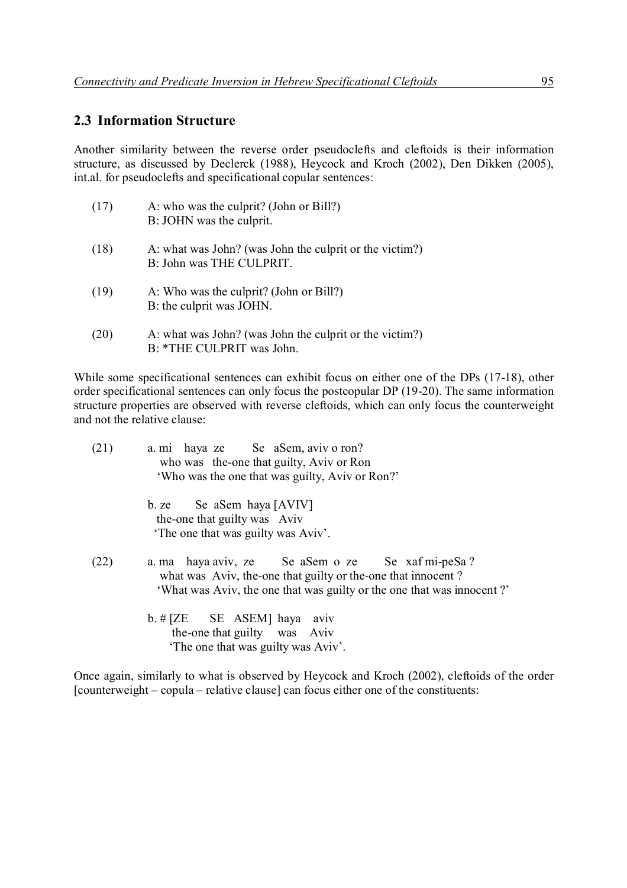## 2.3 Information Structure

Another similarity between the reverse order pseudoclefts and cleftoids is their information structure, as discussed by Declerck (1988), Heycock and Kroch (2002), Den Dikken (2005), int.al. for pseudoclefts and specificational copular sentences:

(17) A: who was the culprit? (John or Bill?)
B: JOHN was the culprit.

(18) A: what was John? (was John the culprit or the victim?)
B: John was THE CULPRIT.

(19) A: Who was the culprit? (John or Bill?)
B: the culprit was JOHN.

(20) A: what was John? (was John the culprit or the victim?)
B: *THE CULPRIT was John.

While some specificational sentences can exhibit focus on either one of the DPs (17-18), other order specificational sentences can only focus the postcopular DP (19-20). The same information structure properties are observed with reverse cleftoids, which can only focus the counterweight and not the relative clause:

(21) a. mi haya ze Se aSem, aviv o ron?
who was the-one that guilty, Aviv or Ron
'Who was the one that was guilty, Aviv or Ron?'

b. ze Se aSem haya [AVIV]
the-one that guilty was Aviv
'The one that was guilty was Aviv'.

(22) a. ma haya aviv, ze Se aSem o ze Se xaf mi-peSa ?
what was Aviv, the-one that guilty or the-one that innocent ?
'What was Aviv, the one that was guilty or the one that was innocent ?'

b. # [ZE SE ASEM] haya aviv
the-one that guilty was Aviv
'The one that was guilty was Aviv'.

Once again, similarly to what is observed by Heycock and Kroch (2002), cleftoids of the order [counterweight – copula – relative clause] can focus either one of the constituents: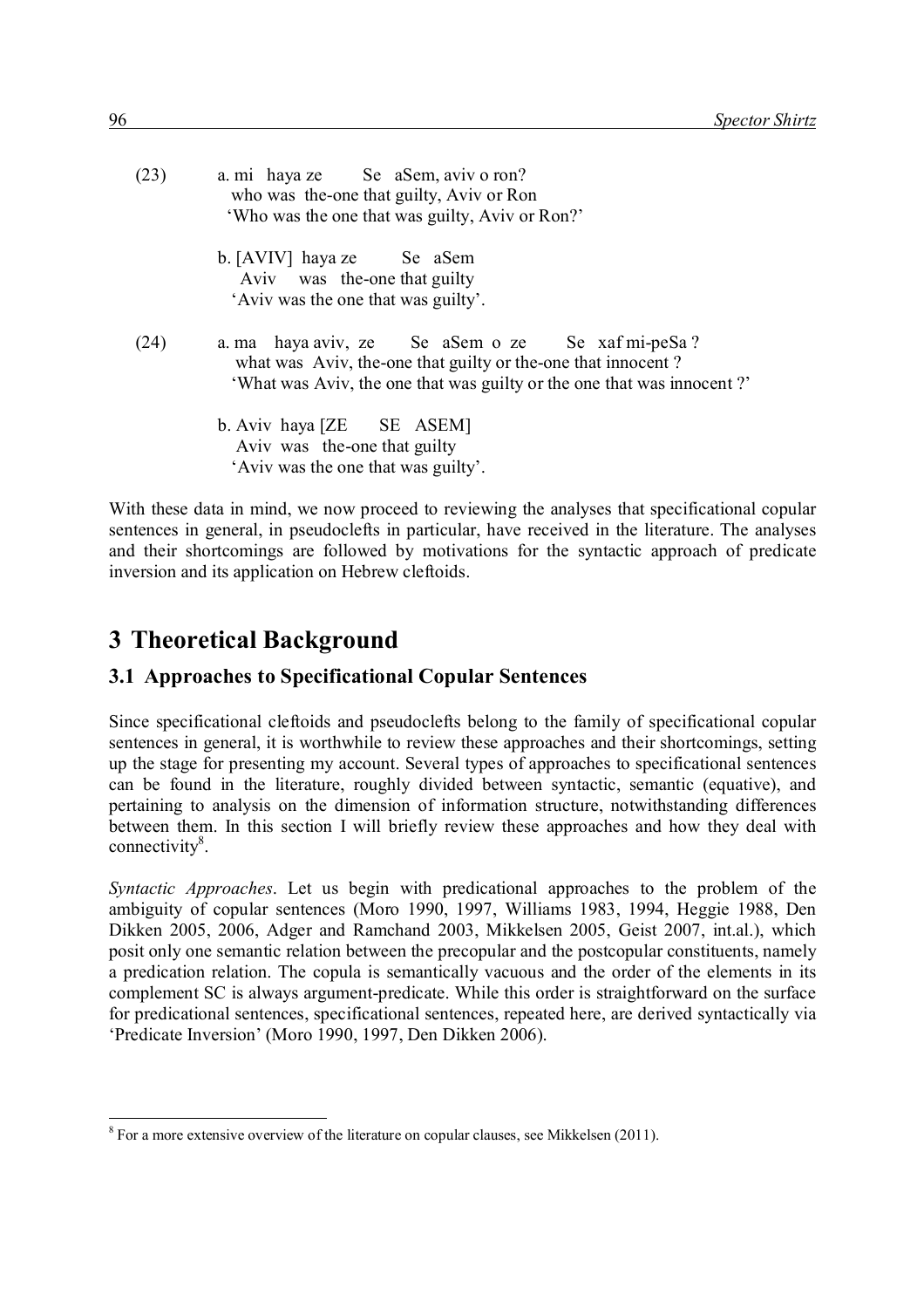(23) a. mi haya ze Se aSem, aviv o ron?
  who was the-one that guilty, Aviv or Ron
  'Who was the one that was guilty, Aviv or Ron?'

  b. [AVIV] haya ze Se aSem
  Aviv was the-one that guilty
  'Aviv was the one that was guilty'.

(24) a. ma haya aviv, ze Se aSem o ze Se xaf mi-peSa ?
  what was Aviv, the-one that guilty or the-one that innocent ?
  'What was Aviv, the one that was guilty or the one that was innocent ?'

  b. Aviv haya [ZE SE ASEM]
  Aviv was the-one that guilty
  'Aviv was the one that was guilty'.

With these data in mind, we now proceed to reviewing the analyses that specificational copular sentences in general, in pseudoclefts in particular, have received in the literature. The analyses and their shortcomings are followed by motivations for the syntactic approach of predicate inversion and its application on Hebrew cleftoids.

# 3 Theoretical Background

## 3.1 Approaches to Specificational Copular Sentences

Since specificational cleftoids and pseudoclefts belong to the family of specificational copular sentences in general, it is worthwhile to review these approaches and their shortcomings, setting up the stage for presenting my account. Several types of approaches to specificational sentences can be found in the literature, roughly divided between syntactic, semantic (equative), and pertaining to analysis on the dimension of information structure, notwithstanding differences between them. In this section I will briefly review these approaches and how they deal with connectivity[8].

*Syntactic Approaches*. Let us begin with predicational approaches to the problem of the ambiguity of copular sentences (Moro 1990, 1997, Williams 1983, 1994, Heggie 1988, Den Dikken 2005, 2006, Adger and Ramchand 2003, Mikkelsen 2005, Geist 2007, int.al.), which posit only one semantic relation between the precopular and the postcopular constituents, namely a predication relation. The copula is semantically vacuous and the order of the elements in its complement SC is always argument-predicate. While this order is straightforward on the surface for predicational sentences, specificational sentences, repeated here, are derived syntactically via 'Predicate Inversion' (Moro 1990, 1997, Den Dikken 2006).

[8] For a more extensive overview of the literature on copular clauses, see Mikkelsen (2011).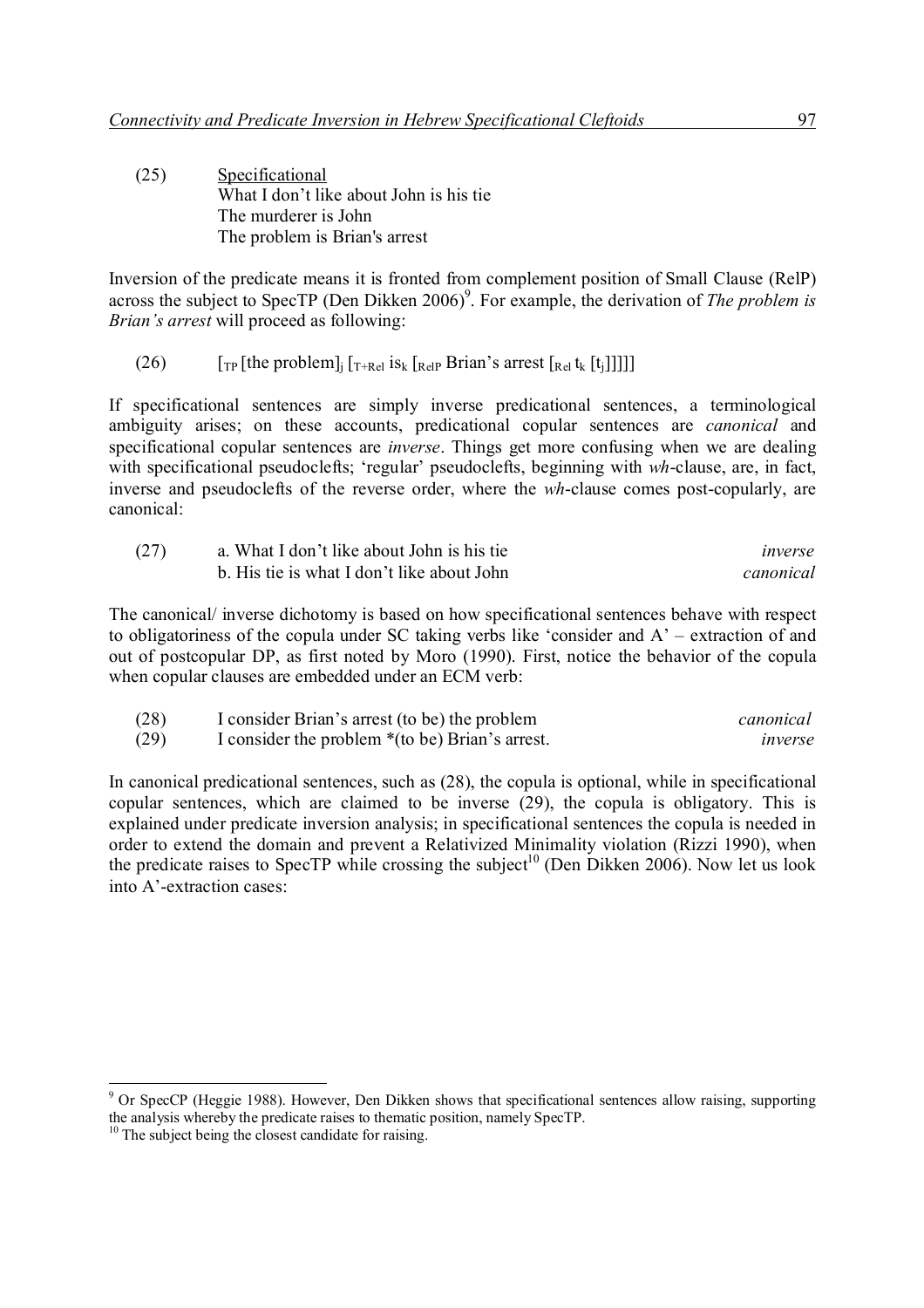(25) <u>Specificational</u>
What I don't like about John is his tie
The murderer is John
The problem is Brian's arrest

Inversion of the predicate means it is fronted from complement position of Small Clause (RelP) across the subject to SpecTP (Den Dikken 2006)[9]. For example, the derivation of *The problem is Brian's arrest* will proceed as following:

(26) $[_{TP}$ [the problem]$_j$ $[_{T+Rel}$ is$_k$ $[_{RelP}$ Brian's arrest $[_{Rel}$ $t_k$ $[t_j]]]]]$

If specificational sentences are simply inverse predicational sentences, a terminological ambiguity arises; on these accounts, predicational copular sentences are *canonical* and specificational copular sentences are *inverse*. Things get more confusing when we are dealing with specificational pseudoclefts; 'regular' pseudoclefts, beginning with *wh*-clause, are, in fact, inverse and pseudoclefts of the reverse order, where the *wh*-clause comes post-copularly, are canonical:

(27) a. What I don't like about John is his tie — *inverse*
b. His tie is what I don't like about John — *canonical*

The canonical/ inverse dichotomy is based on how specificational sentences behave with respect to obligatoriness of the copula under SC taking verbs like 'consider and A' – extraction of and out of postcopular DP, as first noted by Moro (1990). First, notice the behavior of the copula when copular clauses are embedded under an ECM verb:

(28) I consider Brian's arrest (to be) the problem — *canonical*
(29) I consider the problem *(to be) Brian's arrest. — *inverse*

In canonical predicational sentences, such as (28), the copula is optional, while in specificational copular sentences, which are claimed to be inverse (29), the copula is obligatory. This is explained under predicate inversion analysis; in specificational sentences the copula is needed in order to extend the domain and prevent a Relativized Minimality violation (Rizzi 1990), when the predicate raises to SpecTP while crossing the subject[10] (Den Dikken 2006). Now let us look into A'-extraction cases:

---

[9] Or SpecCP (Heggie 1988). However, Den Dikken shows that specificational sentences allow raising, supporting the analysis whereby the predicate raises to thematic position, namely SpecTP.

[10] The subject being the closest candidate for raising.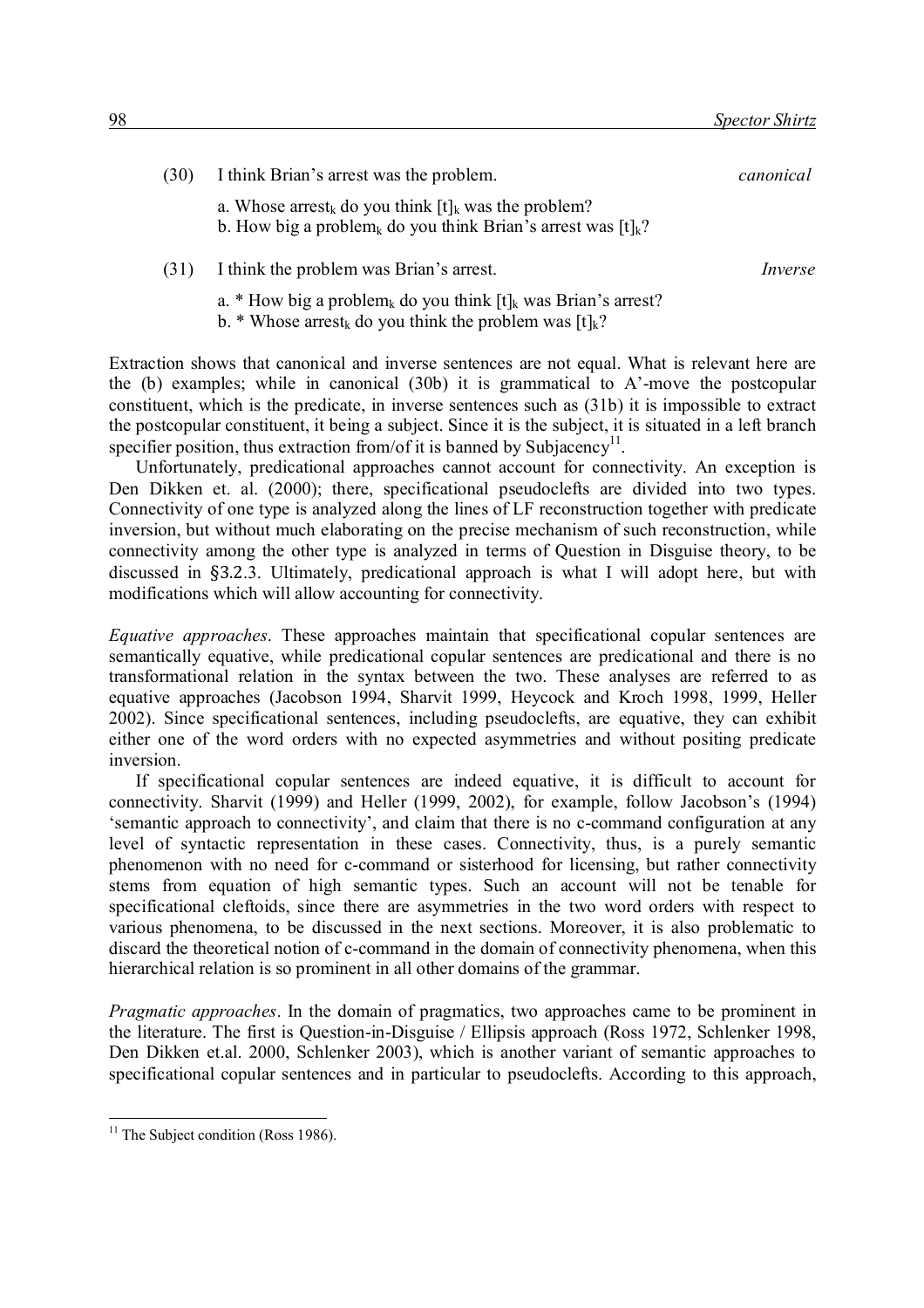(30) I think Brian's arrest was the problem. *canonical*

a. Whose arrest$_k$ do you think $[t]_k$ was the problem?
b. How big a problem$_k$ do you think Brian's arrest was $[t]_k$?

(31) I think the problem was Brian's arrest. *Inverse*

a. * How big a problem$_k$ do you think $[t]_k$ was Brian's arrest?
b. * Whose arrest$_k$ do you think the problem was $[t]_k$?

Extraction shows that canonical and inverse sentences are not equal. What is relevant here are the (b) examples; while in canonical (30b) it is grammatical to A'-move the postcopular constituent, which is the predicate, in inverse sentences such as (31b) it is impossible to extract the postcopular constituent, it being a subject. Since it is the subject, it is situated in a left branch specifier position, thus extraction from/of it is banned by Subjacency[11].

Unfortunately, predicational approaches cannot account for connectivity. An exception is Den Dikken et. al. (2000); there, specificational pseudoclefts are divided into two types. Connectivity of one type is analyzed along the lines of LF reconstruction together with predicate inversion, but without much elaborating on the precise mechanism of such reconstruction, while connectivity among the other type is analyzed in terms of Question in Disguise theory, to be discussed in §3.2.3. Ultimately, predicational approach is what I will adopt here, but with modifications which will allow accounting for connectivity.

*Equative approaches*. These approaches maintain that specificational copular sentences are semantically equative, while predicational copular sentences are predicational and there is no transformational relation in the syntax between the two. These analyses are referred to as equative approaches (Jacobson 1994, Sharvit 1999, Heycock and Kroch 1998, 1999, Heller 2002). Since specificational sentences, including pseudoclefts, are equative, they can exhibit either one of the word orders with no expected asymmetries and without positing predicate inversion.

If specificational copular sentences are indeed equative, it is difficult to account for connectivity. Sharvit (1999) and Heller (1999, 2002), for example, follow Jacobson's (1994) 'semantic approach to connectivity', and claim that there is no c-command configuration at any level of syntactic representation in these cases. Connectivity, thus, is a purely semantic phenomenon with no need for c-command or sisterhood for licensing, but rather connectivity stems from equation of high semantic types. Such an account will not be tenable for specificational cleftoids, since there are asymmetries in the two word orders with respect to various phenomena, to be discussed in the next sections. Moreover, it is also problematic to discard the theoretical notion of c-command in the domain of connectivity phenomena, when this hierarchical relation is so prominent in all other domains of the grammar.

*Pragmatic approaches*. In the domain of pragmatics, two approaches came to be prominent in the literature. The first is Question-in-Disguise / Ellipsis approach (Ross 1972, Schlenker 1998, Den Dikken et.al. 2000, Schlenker 2003), which is another variant of semantic approaches to specificational copular sentences and in particular to pseudoclefts. According to this approach,

[11] The Subject condition (Ross 1986).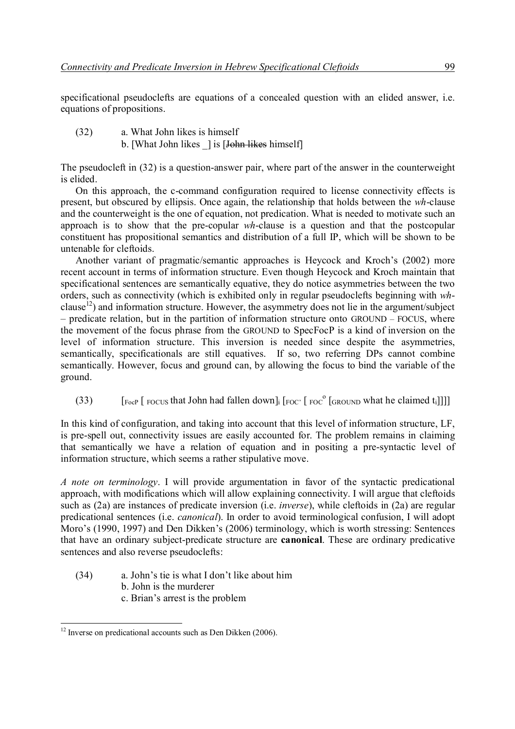specificational pseudoclefts are equations of a concealed question with an elided answer, i.e. equations of propositions.

(32) a. What John likes is himself
b. [What John likes _] is [~~John likes~~ himself]

The pseudocleft in (32) is a question-answer pair, where part of the answer in the counterweight is elided.

On this approach, the c-command configuration required to license connectivity effects is present, but obscured by ellipsis. Once again, the relationship that holds between the *wh*-clause and the counterweight is the one of equation, not predication. What is needed to motivate such an approach is to show that the pre-copular *wh*-clause is a question and that the postcopular constituent has propositional semantics and distribution of a full IP, which will be shown to be untenable for cleftoids.

Another variant of pragmatic/semantic approaches is Heycock and Kroch's (2002) more recent account in terms of information structure. Even though Heycock and Kroch maintain that specificational sentences are semantically equative, they do notice asymmetries between the two orders, such as connectivity (which is exhibited only in regular pseudoclefts beginning with *wh*-clause[12]) and information structure. However, the asymmetry does not lie in the argument/subject – predicate relation, but in the partition of information structure onto GROUND – FOCUS, where the movement of the focus phrase from the GROUND to SpecFocP is a kind of inversion on the level of information structure. This inversion is needed since despite the asymmetries, semantically, specificationals are still equatives. If so, two referring DPs cannot combine semantically. However, focus and ground can, by allowing the focus to bind the variable of the ground.

(33) $[_{FocP}$ $[_{FOCUS}$ that John had fallen down$]_i$ $[_{FOC'}$ $[_{FOC^o}$ $[_{GROUND}$ what he claimed $t_i]]]]$

In this kind of configuration, and taking into account that this level of information structure, LF, is pre-spell out, connectivity issues are easily accounted for. The problem remains in claiming that semantically we have a relation of equation and in positing a pre-syntactic level of information structure, which seems a rather stipulative move.

*A note on terminology*. I will provide argumentation in favor of the syntactic predicational approach, with modifications which will allow explaining connectivity. I will argue that cleftoids such as (2a) are instances of predicate inversion (i.e. *inverse*), while cleftoids in (2a) are regular predicational sentences (i.e. *canonical*). In order to avoid terminological confusion, I will adopt Moro's (1990, 1997) and Den Dikken's (2006) terminology, which is worth stressing: Sentences that have an ordinary subject-predicate structure are **canonical**. These are ordinary predicative sentences and also reverse pseudoclefts:

(34) a. John's tie is what I don't like about him
b. John is the murderer
c. Brian's arrest is the problem

[12] Inverse on predicational accounts such as Den Dikken (2006).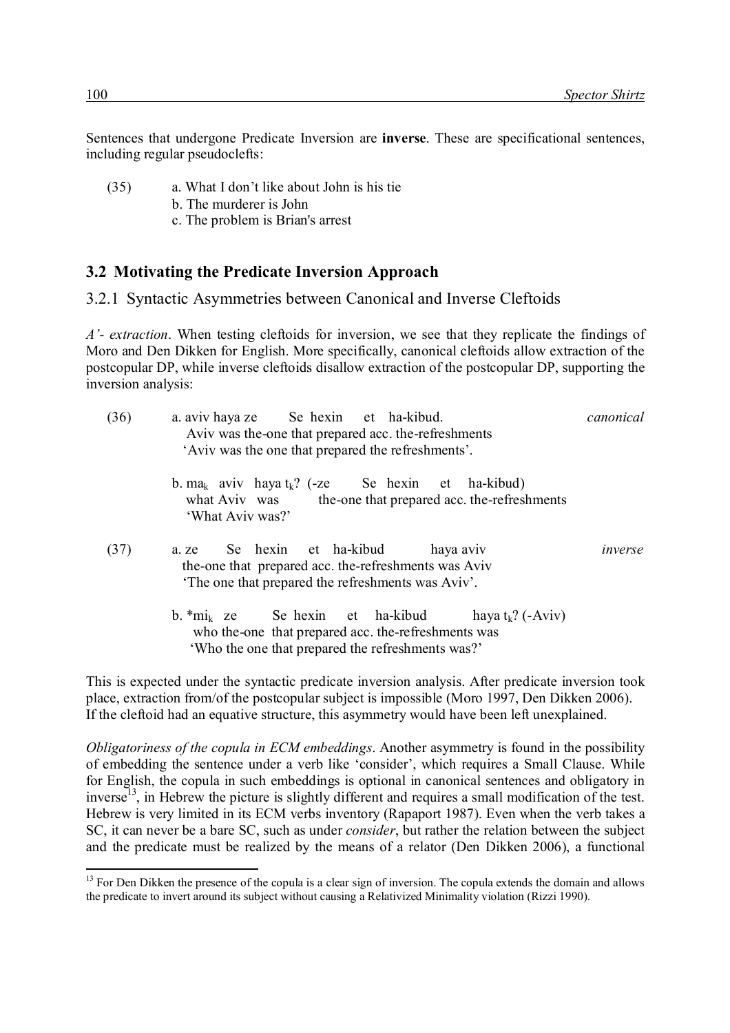Sentences that undergone Predicate Inversion are **inverse**. These are specificational sentences, including regular pseudoclefts:

(35) a. What I don't like about John is his tie
b. The murderer is John
c. The problem is Brian's arrest

## 3.2 Motivating the Predicate Inversion Approach

### 3.2.1 Syntactic Asymmetries between Canonical and Inverse Cleftoids

*A'- extraction*. When testing cleftoids for inversion, we see that they replicate the findings of Moro and Den Dikken for English. More specifically, canonical cleftoids allow extraction of the postcopular DP, while inverse cleftoids disallow extraction of the postcopular DP, supporting the inversion analysis:

(36) a. aviv haya ze Se hexin et ha-kibud. *canonical*
Aviv was the-one that prepared acc. the-refreshments
'Aviv was the one that prepared the refreshments'.

b. $ma_k$ aviv haya $t_k$? (-ze Se hexin et ha-kibud)
what Aviv was the-one that prepared acc. the-refreshments
'What Aviv was?'

(37) a. ze Se hexin et ha-kibud haya aviv *inverse*
the-one that prepared acc. the-refreshments was Aviv
'The one that prepared the refreshments was Aviv'.

b. *$mi_k$ ze Se hexin et ha-kibud haya $t_k$? (-Aviv)
who the-one that prepared acc. the-refreshments was
'Who the one that prepared the refreshments was?'

This is expected under the syntactic predicate inversion analysis. After predicate inversion took place, extraction from/of the postcopular subject is impossible (Moro 1997, Den Dikken 2006). If the cleftoid had an equative structure, this asymmetry would have been left unexplained.

*Obligatoriness of the copula in ECM embeddings*. Another asymmetry is found in the possibility of embedding the sentence under a verb like 'consider', which requires a Small Clause. While for English, the copula in such embeddings is optional in canonical sentences and obligatory in inverse[13], in Hebrew the picture is slightly different and requires a small modification of the test. Hebrew is very limited in its ECM verbs inventory (Rapaport 1987). Even when the verb takes a SC, it can never be a bare SC, such as under *consider*, but rather the relation between the subject and the predicate must be realized by the means of a relator (Den Dikken 2006), a functional

[13] For Den Dikken the presence of the copula is a clear sign of inversion. The copula extends the domain and allows the predicate to invert around its subject without causing a Relativized Minimality violation (Rizzi 1990).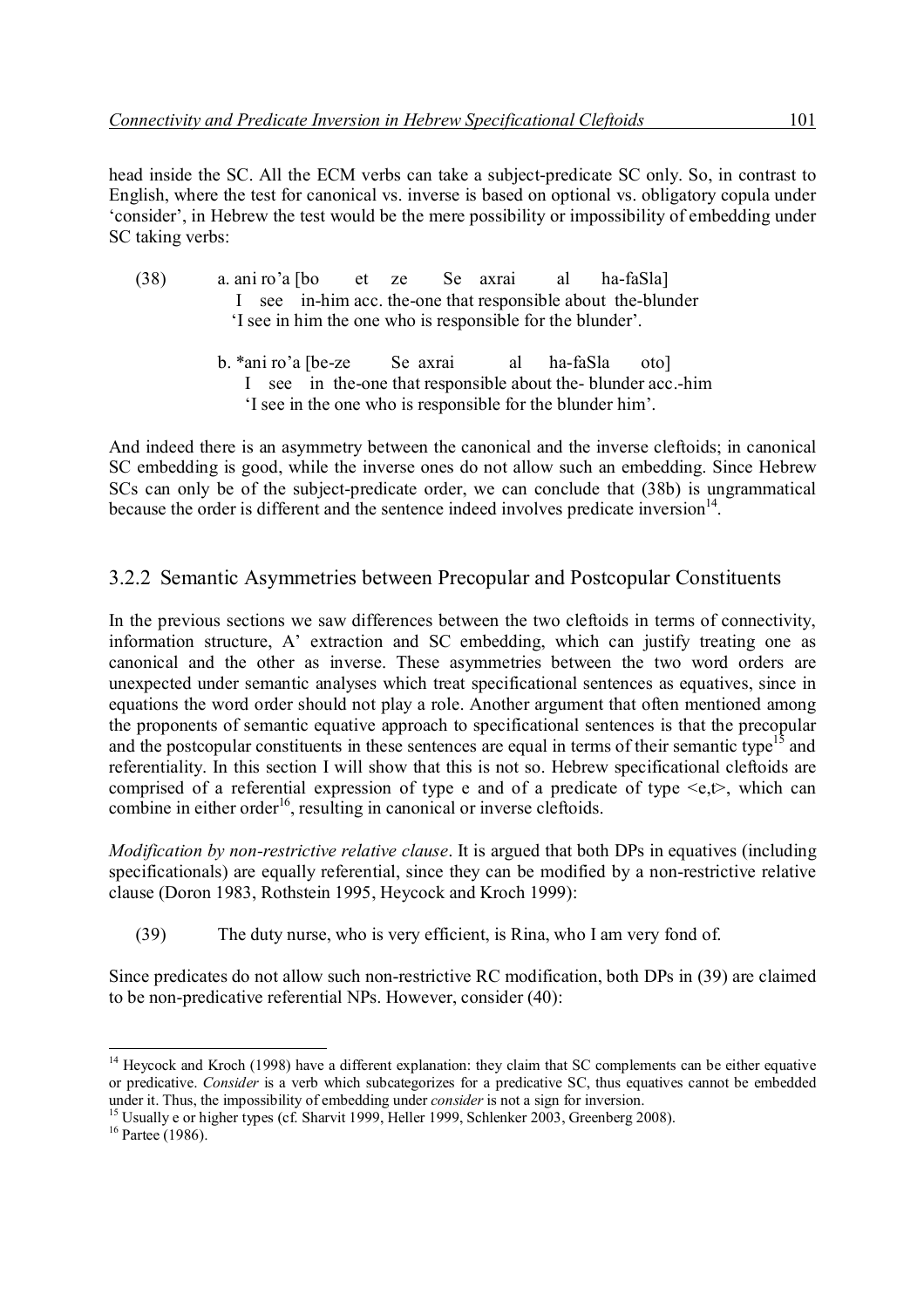head inside the SC. All the ECM verbs can take a subject-predicate SC only. So, in contrast to English, where the test for canonical vs. inverse is based on optional vs. obligatory copula under 'consider', in Hebrew the test would be the mere possibility or impossibility of embedding under SC taking verbs:

(38) a. ani ro'a [bo et ze Se axrai al ha-faSla]
I see in-him acc. the-one that responsible about the-blunder
'I see in him the one who is responsible for the blunder'.

b. *ani ro'a [be-ze Se axrai al ha-faSla oto]
I see in the-one that responsible about the- blunder acc.-him
'I see in the one who is responsible for the blunder him'.

And indeed there is an asymmetry between the canonical and the inverse cleftoids; in canonical SC embedding is good, while the inverse ones do not allow such an embedding. Since Hebrew SCs can only be of the subject-predicate order, we can conclude that (38b) is ungrammatical because the order is different and the sentence indeed involves predicate inversion[14].

### 3.2.2 Semantic Asymmetries between Precopular and Postcopular Constituents

In the previous sections we saw differences between the two cleftoids in terms of connectivity, information structure, A' extraction and SC embedding, which can justify treating one as canonical and the other as inverse. These asymmetries between the two word orders are unexpected under semantic analyses which treat specificational sentences as equatives, since in equations the word order should not play a role. Another argument that often mentioned among the proponents of semantic equative approach to specificational sentences is that the precopular and the postcopular constituents in these sentences are equal in terms of their semantic type[15] and referentiality. In this section I will show that this is not so. Hebrew specificational cleftoids are comprised of a referential expression of type e and of a predicate of type <e,t>, which can combine in either order[16], resulting in canonical or inverse cleftoids.

*Modification by non-restrictive relative clause*. It is argued that both DPs in equatives (including specificationals) are equally referential, since they can be modified by a non-restrictive relative clause (Doron 1983, Rothstein 1995, Heycock and Kroch 1999):

(39) The duty nurse, who is very efficient, is Rina, who I am very fond of.

Since predicates do not allow such non-restrictive RC modification, both DPs in (39) are claimed to be non-predicative referential NPs. However, consider (40):

---

[14] Heycock and Kroch (1998) have a different explanation: they claim that SC complements can be either equative or predicative. *Consider* is a verb which subcategorizes for a predicative SC, thus equatives cannot be embedded under it. Thus, the impossibility of embedding under *consider* is not a sign for inversion.

[15] Usually e or higher types (cf. Sharvit 1999, Heller 1999, Schlenker 2003, Greenberg 2008).

[16] Partee (1986).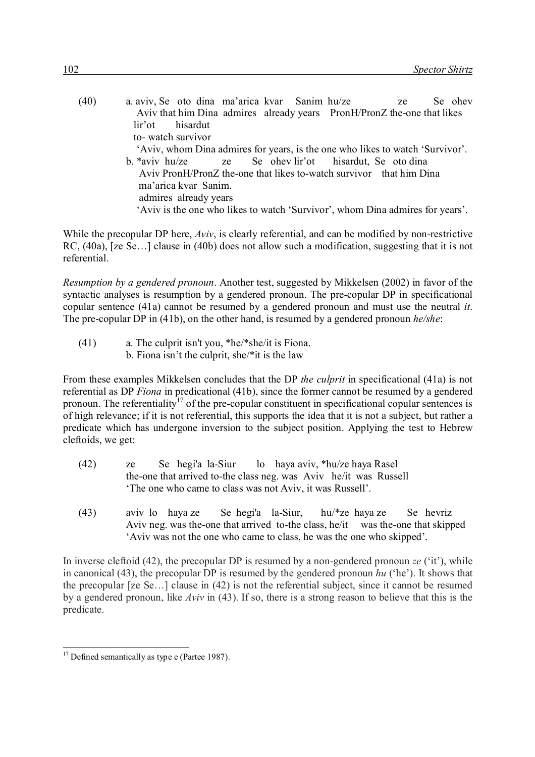(40) a. aviv, Se oto dina ma'arica kvar Sanim hu/ze ze Se ohev lir'ot hisardut
  Aviv that him Dina admires already years PronH/PronZ the-one that likes to- watch survivor
  'Aviv, whom Dina admires for years, is the one who likes to watch 'Survivor'.

b. *aviv hu/ze ze Se ohev lir'ot hisardut, Se oto dina ma'arica kvar Sanim.
  Aviv PronH/PronZ the-one that likes to-watch survivor that him Dina admires already years
  'Aviv is the one who likes to watch 'Survivor', whom Dina admires for years'.

While the precopular DP here, *Aviv*, is clearly referential, and can be modified by non-restrictive RC, (40a), [ze Se…] clause in (40b) does not allow such a modification, suggesting that it is not referential.

*Resumption by a gendered pronoun*. Another test, suggested by Mikkelsen (2002) in favor of the syntactic analyses is resumption by a gendered pronoun. The pre-copular DP in specificational copular sentence (41a) cannot be resumed by a gendered pronoun and must use the neutral *it*. The pre-copular DP in (41b), on the other hand, is resumed by a gendered pronoun *he/she*:

(41) a. The culprit isn't you, *he/*she/it is Fiona.
  b. Fiona isn't the culprit, she/*it is the law

From these examples Mikkelsen concludes that the DP *the culprit* in specificational (41a) is not referential as DP *Fiona* in predicational (41b), since the former cannot be resumed by a gendered pronoun. The referentiality[17] of the pre-copular constituent in specificational copular sentences is of high relevance; if it is not referential, this supports the idea that it is not a subject, but rather a predicate which has undergone inversion to the subject position. Applying the test to Hebrew cleftoids, we get:

(42) ze Se hegi'a la-Siur lo haya aviv, *hu/ze haya Rasel
  the-one that arrived to-the class neg. was Aviv he/it was Russell
  'The one who came to class was not Aviv, it was Russell'.

(43) aviv lo haya ze Se hegi'a la-Siur, hu/*ze haya ze Se hevriz
  Aviv neg. was the-one that arrived to-the class, he/it was the-one that skipped
  'Aviv was not the one who came to class, he was the one who skipped'.

In inverse cleftoid (42), the precopular DP is resumed by a non-gendered pronoun *ze* ('it'), while in canonical (43), the precopular DP is resumed by the gendered pronoun *hu* ('he'). It shows that the precopular [ze Se…] clause in (42) is not the referential subject, since it cannot be resumed by a gendered pronoun, like *Aviv* in (43). If so, there is a strong reason to believe that this is the predicate.

[17] Defined semantically as type e (Partee 1987).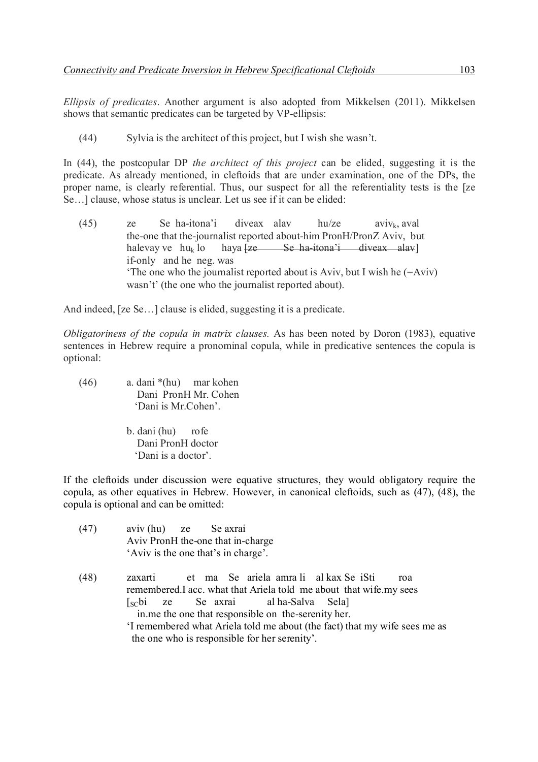*Ellipsis of predicates*. Another argument is also adopted from Mikkelsen (2011). Mikkelsen shows that semantic predicates can be targeted by VP-ellipsis:

(44) Sylvia is the architect of this project, but I wish she wasn't.

In (44), the postcopular DP *the architect of this project* can be elided, suggesting it is the predicate. As already mentioned, in cleftoids that are under examination, one of the DPs, the proper name, is clearly referential. Thus, our suspect for all the referentiality tests is the [ze Se…] clause, whose status is unclear. Let us see if it can be elided:

(45) ze Se ha-itona'i diveax alav hu/ze aviv$_k$, aval
the-one that the-journalist reported about-him PronH/PronZ Aviv, but
halevay ve hu$_k$ lo haya ~~[ze Se ha-itona'i diveax alav]~~
if-only and he neg. was
'The one who the journalist reported about is Aviv, but I wish he (=Aviv) wasn't' (the one who the journalist reported about).

And indeed, [ze Se…] clause is elided, suggesting it is a predicate.

*Obligatoriness of the copula in matrix clauses.* As has been noted by Doron (1983), equative sentences in Hebrew require a pronominal copula, while in predicative sentences the copula is optional:

(46) a. dani \*(hu) mar kohen
Dani PronH Mr. Cohen
'Dani is Mr.Cohen'.

b. dani (hu) rofe
Dani PronH doctor
'Dani is a doctor'.

If the cleftoids under discussion were equative structures, they would obligatory require the copula, as other equatives in Hebrew. However, in canonical cleftoids, such as (47), (48), the copula is optional and can be omitted:

(47) aviv (hu) ze Se axrai
Aviv PronH the-one that in-charge
'Aviv is the one that's in charge'.

(48) zaxarti et ma Se ariela amra li al kax Se iSti roa
remembered.I acc. what that Ariela told me about that wife.my sees
[$_{SC}$bi ze Se axrai al ha-Salva Sela]
in.me the one that responsible on the-serenity her.
'I remembered what Ariela told me about (the fact) that my wife sees me as the one who is responsible for her serenity'.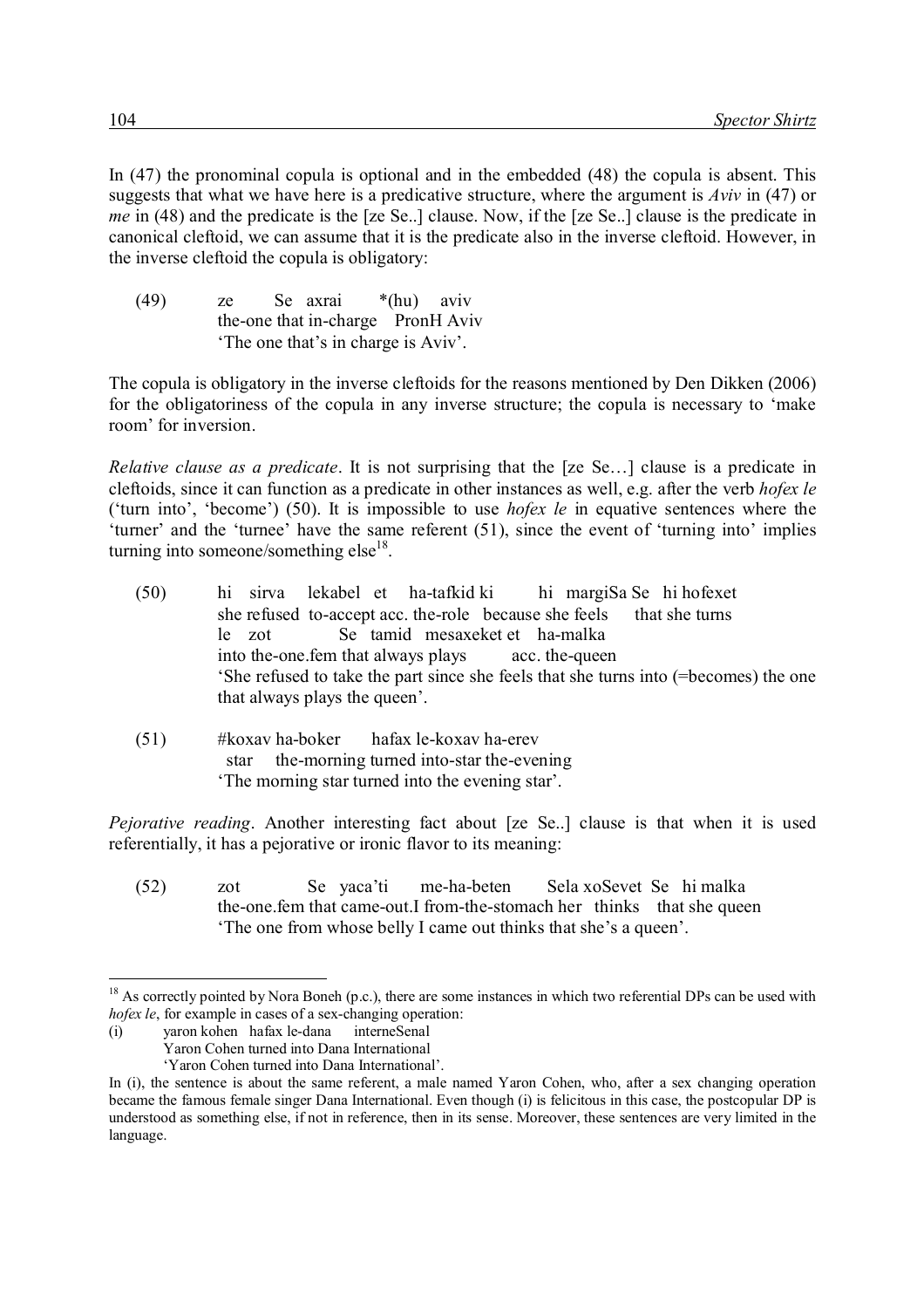In (47) the pronominal copula is optional and in the embedded (48) the copula is absent. This suggests that what we have here is a predicative structure, where the argument is *Aviv* in (47) or *me* in (48) and the predicate is the [ze Se..] clause. Now, if the [ze Se..] clause is the predicate in canonical cleftoid, we can assume that it is the predicate also in the inverse cleftoid. However, in the inverse cleftoid the copula is obligatory:

(49) ze Se axrai *(hu) aviv
the-one that in-charge PronH Aviv
'The one that's in charge is Aviv'.

The copula is obligatory in the inverse cleftoids for the reasons mentioned by Den Dikken (2006) for the obligatoriness of the copula in any inverse structure; the copula is necessary to 'make room' for inversion.

*Relative clause as a predicate*. It is not surprising that the [ze Se…] clause is a predicate in cleftoids, since it can function as a predicate in other instances as well, e.g. after the verb *hofex le* ('turn into', 'become') (50). It is impossible to use *hofex le* in equative sentences where the 'turner' and the 'turnee' have the same referent (51), since the event of 'turning into' implies turning into someone/something else[18].

(50) hi sirva lekabel et ha-tafkid ki hi margiSa Se hi hofexet
she refused to-accept acc. the-role because she feels that she turns
le zot Se tamid mesaxeket et ha-malka
into the-one.fem that always plays acc. the-queen
'She refused to take the part since she feels that she turns into (=becomes) the one that always plays the queen'.

(51) #koxav ha-boker hafax le-koxav ha-erev
star the-morning turned into-star the-evening
'The morning star turned into the evening star'.

*Pejorative reading*. Another interesting fact about [ze Se..] clause is that when it is used referentially, it has a pejorative or ironic flavor to its meaning:

(52) zot Se yaca'ti me-ha-beten Sela xoSevet Se hi malka
the-one.fem that came-out.I from-the-stomach her thinks that she queen
'The one from whose belly I came out thinks that she's a queen'.

---

[18] As correctly pointed by Nora Boneh (p.c.), there are some instances in which two referential DPs can be used with *hofex le*, for example in cases of a sex-changing operation:

(i) yaron kohen hafax le-dana interneSenal
Yaron Cohen turned into Dana International
'Yaron Cohen turned into Dana International'.

In (i), the sentence is about the same referent, a male named Yaron Cohen, who, after a sex changing operation became the famous female singer Dana International. Even though (i) is felicitous in this case, the postcopular DP is understood as something else, if not in reference, then in its sense. Moreover, these sentences are very limited in the language.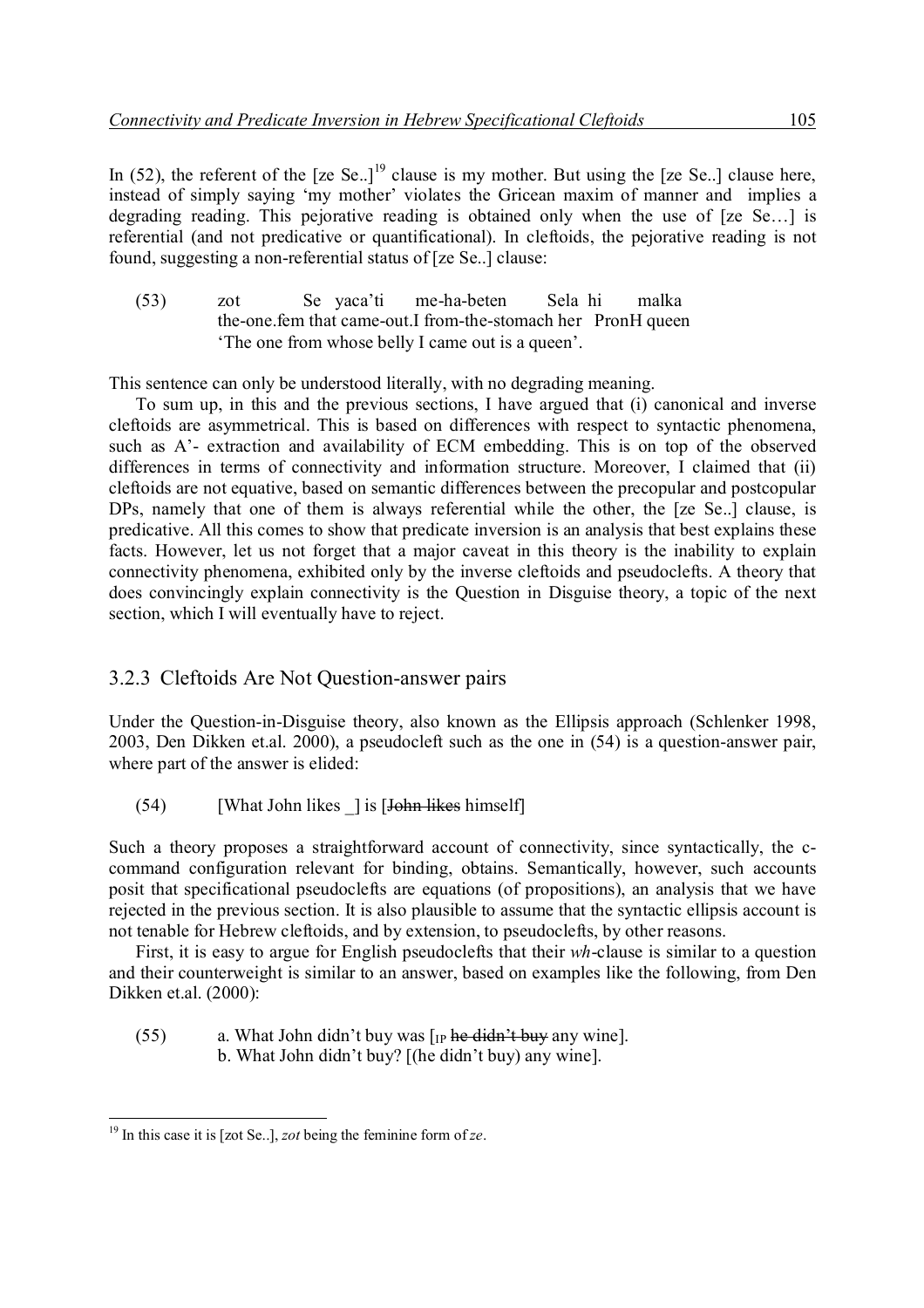In (52), the referent of the [ze Se..][19] clause is my mother. But using the [ze Se..] clause here, instead of simply saying 'my mother' violates the Gricean maxim of manner and implies a degrading reading. This pejorative reading is obtained only when the use of [ze Se…] is referential (and not predicative or quantificational). In cleftoids, the pejorative reading is not found, suggesting a non-referential status of [ze Se..] clause:

(53) zot Se yaca'ti me-ha-beten Sela hi malka
the-one.fem that came-out.I from-the-stomach her PronH queen
'The one from whose belly I came out is a queen'.

This sentence can only be understood literally, with no degrading meaning.

To sum up, in this and the previous sections, I have argued that (i) canonical and inverse cleftoids are asymmetrical. This is based on differences with respect to syntactic phenomena, such as A'- extraction and availability of ECM embedding. This is on top of the observed differences in terms of connectivity and information structure. Moreover, I claimed that (ii) cleftoids are not equative, based on semantic differences between the precopular and postcopular DPs, namely that one of them is always referential while the other, the [ze Se..] clause, is predicative. All this comes to show that predicate inversion is an analysis that best explains these facts. However, let us not forget that a major caveat in this theory is the inability to explain connectivity phenomena, exhibited only by the inverse cleftoids and pseudoclefts. A theory that does convincingly explain connectivity is the Question in Disguise theory, a topic of the next section, which I will eventually have to reject.

### 3.2.3 Cleftoids Are Not Question-answer pairs

Under the Question-in-Disguise theory, also known as the Ellipsis approach (Schlenker 1998, 2003, Den Dikken et.al. 2000), a pseudocleft such as the one in (54) is a question-answer pair, where part of the answer is elided:

(54) [What John likes _] is [~~John likes~~ himself]

Such a theory proposes a straightforward account of connectivity, since syntactically, the c-command configuration relevant for binding, obtains. Semantically, however, such accounts posit that specificational pseudoclefts are equations (of propositions), an analysis that we have rejected in the previous section. It is also plausible to assume that the syntactic ellipsis account is not tenable for Hebrew cleftoids, and by extension, to pseudoclefts, by other reasons.

First, it is easy to argue for English pseudoclefts that their *wh*-clause is similar to a question and their counterweight is similar to an answer, based on examples like the following, from Den Dikken et.al. (2000):

(55) a. What John didn't buy was [$_{IP}$ ~~he didn't buy~~ any wine].
b. What John didn't buy? [(he didn't buy) any wine].

---

[19] In this case it is [zot Se..], *zot* being the feminine form of *ze*.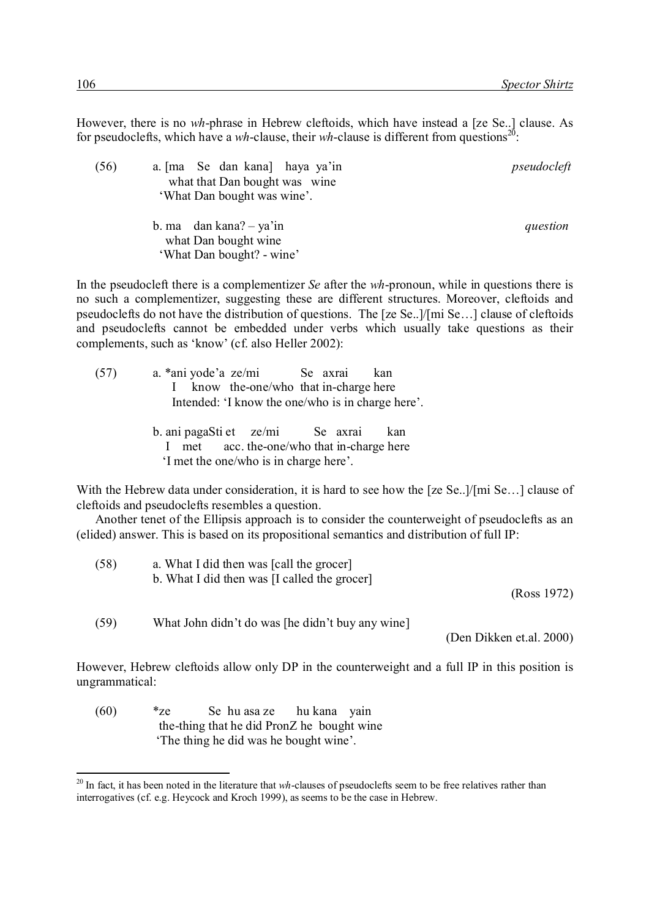However, there is no *wh*-phrase in Hebrew cleftoids, which have instead a [ze Se..] clause. As for pseudoclefts, which have a *wh*-clause, their *wh*-clause is different from questions[20]:

(56) a. [ma Se dan kana] haya ya'in *pseudocleft*
what that Dan bought was wine
'What Dan bought was wine'.

b. ma dan kana? – ya'in *question*
what Dan bought wine
'What Dan bought? - wine'

In the pseudocleft there is a complementizer *Se* after the *wh*-pronoun, while in questions there is no such a complementizer, suggesting these are different structures. Moreover, cleftoids and pseudoclefts do not have the distribution of questions. The [ze Se..]/[mi Se…] clause of cleftoids and pseudoclefts cannot be embedded under verbs which usually take questions as their complements, such as 'know' (cf. also Heller 2002):

(57) a. *ani yode'a ze/mi Se axrai kan
I know the-one/who that in-charge here
Intended: 'I know the one/who is in charge here'.

b. ani pagaSti et ze/mi Se axrai kan
I met acc. the-one/who that in-charge here
'I met the one/who is in charge here'.

With the Hebrew data under consideration, it is hard to see how the [ze Se..]/[mi Se…] clause of cleftoids and pseudoclefts resembles a question.

Another tenet of the Ellipsis approach is to consider the counterweight of pseudoclefts as an (elided) answer. This is based on its propositional semantics and distribution of full IP:

(58) a. What I did then was [call the grocer]
b. What I did then was [I called the grocer]
(Ross 1972)

(59) What John didn't do was [he didn't buy any wine]
(Den Dikken et.al. 2000)

However, Hebrew cleftoids allow only DP in the counterweight and a full IP in this position is ungrammatical:

(60) *ze Se hu asa ze hu kana yain
the-thing that he did PronZ he bought wine
'The thing he did was he bought wine'.

[20] In fact, it has been noted in the literature that *wh*-clauses of pseudoclefts seem to be free relatives rather than interrogatives (cf. e.g. Heycock and Kroch 1999), as seems to be the case in Hebrew.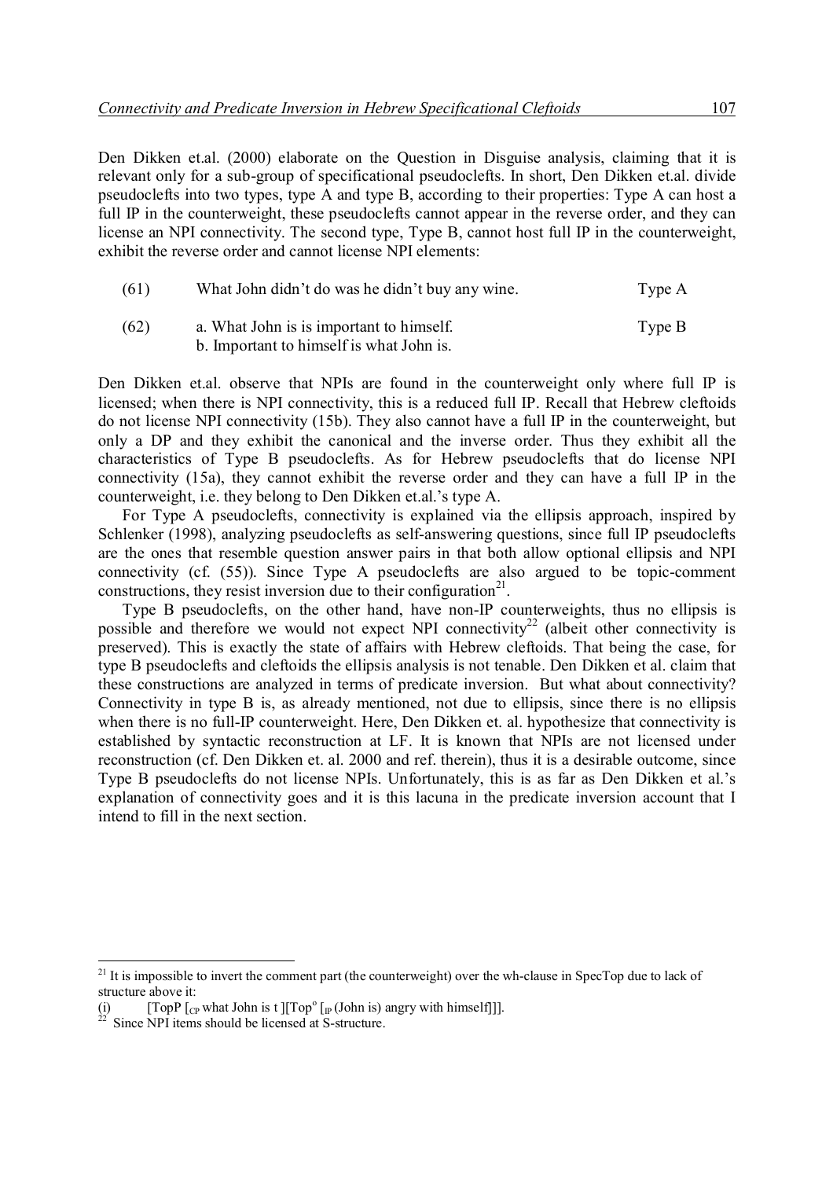Den Dikken et.al. (2000) elaborate on the Question in Disguise analysis, claiming that it is relevant only for a sub-group of specificational pseudoclefts. In short, Den Dikken et.al. divide pseudoclefts into two types, type A and type B, according to their properties: Type A can host a full IP in the counterweight, these pseudoclefts cannot appear in the reverse order, and they can license an NPI connectivity. The second type, Type B, cannot host full IP in the counterweight, exhibit the reverse order and cannot license NPI elements:

(61) What John didn't do was he didn't buy any wine. Type A

(62) a. What John is is important to himself. Type B
b. Important to himself is what John is.

Den Dikken et.al. observe that NPIs are found in the counterweight only where full IP is licensed; when there is NPI connectivity, this is a reduced full IP. Recall that Hebrew cleftoids do not license NPI connectivity (15b). They also cannot have a full IP in the counterweight, but only a DP and they exhibit the canonical and the inverse order. Thus they exhibit all the characteristics of Type B pseudoclefts. As for Hebrew pseudoclefts that do license NPI connectivity (15a), they cannot exhibit the reverse order and they can have a full IP in the counterweight, i.e. they belong to Den Dikken et.al.'s type A.

For Type A pseudoclefts, connectivity is explained via the ellipsis approach, inspired by Schlenker (1998), analyzing pseudoclefts as self-answering questions, since full IP pseudoclefts are the ones that resemble question answer pairs in that both allow optional ellipsis and NPI connectivity (cf. (55)). Since Type A pseudoclefts are also argued to be topic-comment constructions, they resist inversion due to their configuration[21].

Type B pseudoclefts, on the other hand, have non-IP counterweights, thus no ellipsis is possible and therefore we would not expect NPI connectivity[22] (albeit other connectivity is preserved). This is exactly the state of affairs with Hebrew cleftoids. That being the case, for type B pseudoclefts and cleftoids the ellipsis analysis is not tenable. Den Dikken et al. claim that these constructions are analyzed in terms of predicate inversion. But what about connectivity? Connectivity in type B is, as already mentioned, not due to ellipsis, since there is no ellipsis when there is no full-IP counterweight. Here, Den Dikken et. al. hypothesize that connectivity is established by syntactic reconstruction at LF. It is known that NPIs are not licensed under reconstruction (cf. Den Dikken et. al. 2000 and ref. therein), thus it is a desirable outcome, since Type B pseudoclefts do not license NPIs. Unfortunately, this is as far as Den Dikken et al.'s explanation of connectivity goes and it is this lacuna in the predicate inversion account that I intend to fill in the next section.

---

[21] It is impossible to invert the comment part (the counterweight) over the wh-clause in SpecTop due to lack of structure above it:

(i) [TopP [$_{CP}$ what John is t ][Top° [$_{IP}$ (John is) angry with himself]]].

[22] Since NPI items should be licensed at S-structure.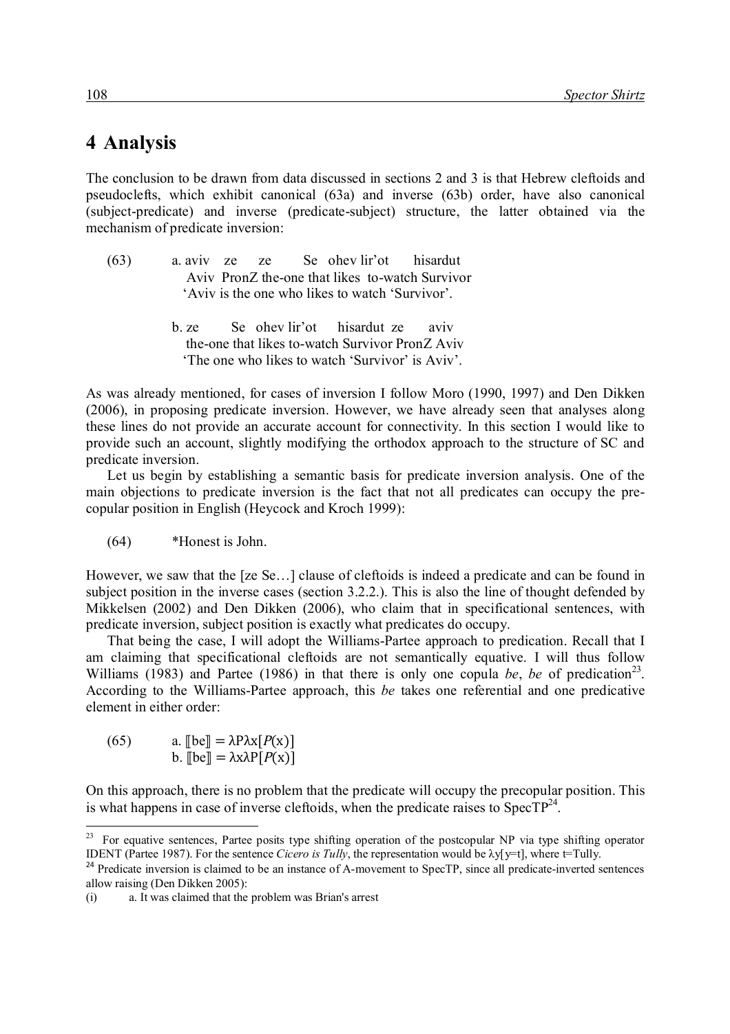# 4 Analysis

The conclusion to be drawn from data discussed in sections 2 and 3 is that Hebrew cleftoids and pseudoclefts, which exhibit canonical (63a) and inverse (63b) order, have also canonical (subject-predicate) and inverse (predicate-subject) structure, the latter obtained via the mechanism of predicate inversion:

(63) a. aviv ze ze Se ohev lir'ot hisardut
Aviv PronZ the-one that likes to-watch Survivor
'Aviv is the one who likes to watch 'Survivor'.

b. ze Se ohev lir'ot hisardut ze aviv
the-one that likes to-watch Survivor PronZ Aviv
'The one who likes to watch 'Survivor' is Aviv'.

As was already mentioned, for cases of inversion I follow Moro (1990, 1997) and Den Dikken (2006), in proposing predicate inversion. However, we have already seen that analyses along these lines do not provide an accurate account for connectivity. In this section I would like to provide such an account, slightly modifying the orthodox approach to the structure of SC and predicate inversion.

Let us begin by establishing a semantic basis for predicate inversion analysis. One of the main objections to predicate inversion is the fact that not all predicates can occupy the pre-copular position in English (Heycock and Kroch 1999):

(64) *Honest is John.

However, we saw that the [ze Se…] clause of cleftoids is indeed a predicate and can be found in subject position in the inverse cases (section 3.2.2.). This is also the line of thought defended by Mikkelsen (2002) and Den Dikken (2006), who claim that in specificational sentences, with predicate inversion, subject position is exactly what predicates do occupy.

That being the case, I will adopt the Williams-Partee approach to predication. Recall that I am claiming that specificational cleftoids are not semantically equative. I will thus follow Williams (1983) and Partee (1986) in that there is only one copula *be*, *be* of predication[23]. According to the Williams-Partee approach, this *be* takes one referential and one predicative element in either order:

(65) a. $[\![\text{be}]\!] = \lambda P \lambda x[P(x)]$
b. $[\![\text{be}]\!] = \lambda x \lambda P[P(x)]$

On this approach, there is no problem that the predicate will occupy the precopular position. This is what happens in case of inverse cleftoids, when the predicate raises to SpecTP[24].

---

[23] For equative sentences, Partee posits type shifting operation of the postcopular NP via type shifting operator IDENT (Partee 1987). For the sentence *Cicero is Tully*, the representation would be $\lambda y[y{=}t]$, where t=Tully.

[24] Predicate inversion is claimed to be an instance of A-movement to SpecTP, since all predicate-inverted sentences allow raising (Den Dikken 2005):

(i) a. It was claimed that the problem was Brian's arrest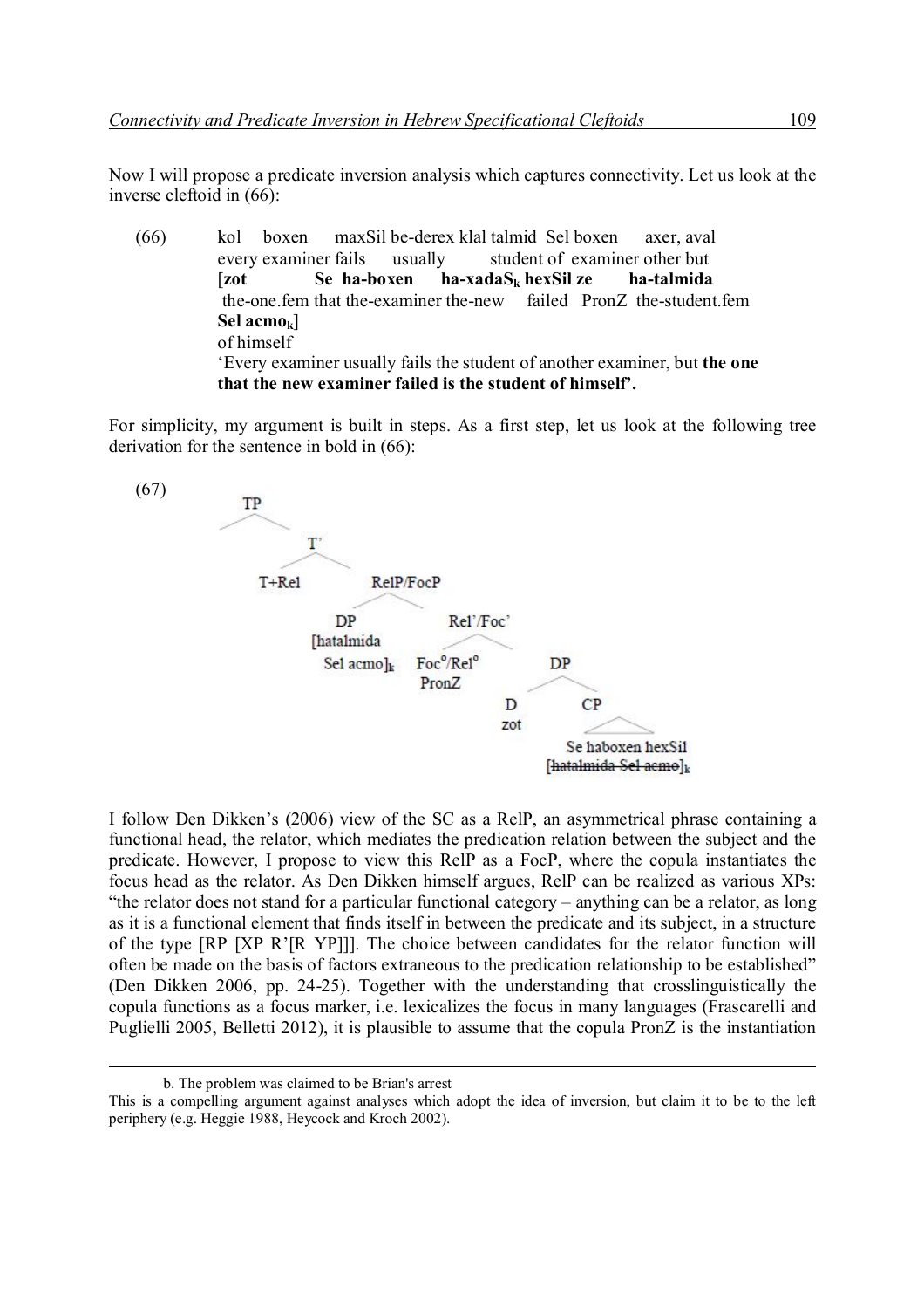Now I will propose a predicate inversion analysis which captures connectivity. Let us look at the inverse cleftoid in (66):

(66) kol boxen maxSil be-derex klal talmid Sel boxen axer, aval
every examiner fails usually student of examiner other but
[**zot Se ha-boxen ha-xadaS$_k$ hexSil ze ha-talmida**
the-one.fem that the-examiner the-new failed PronZ the-student.fem
**Sel acmo$_k$**]
of himself
'Every examiner usually fails the student of another examiner, but **the one that the new examiner failed is the student of himself'.**

For simplicity, my argument is built in steps. As a first step, let us look at the following tree derivation for the sentence in bold in (66):

(67)

```
TP
 └─ T'
     ├─ T+Rel
     └─ RelP/FocP
         ├─ DP [hatalmida Sel acmo]k
         └─ Rel'/Foc'
             ├─ Foc°/Rel° PronZ
             └─ DP
                 ├─ D zot
                 └─ CP
                     Se haboxen hexSil
                     [hatalmida Sel acmo]k  (struck through)
```

I follow Den Dikken's (2006) view of the SC as a RelP, an asymmetrical phrase containing a functional head, the relator, which mediates the predication relation between the subject and the predicate. However, I propose to view this RelP as a FocP, where the copula instantiates the focus head as the relator. As Den Dikken himself argues, RelP can be realized as various XPs: "the relator does not stand for a particular functional category – anything can be a relator, as long as it is a functional element that finds itself in between the predicate and its subject, in a structure of the type [RP [XP R'[R YP]]]. The choice between candidates for the relator function will often be made on the basis of factors extraneous to the predication relationship to be established" (Den Dikken 2006, pp. 24-25). Together with the understanding that crosslinguistically the copula functions as a focus marker, i.e. lexicalizes the focus in many languages (Frascarelli and Puglielli 2005, Belletti 2012), it is plausible to assume that the copula PronZ is the instantiation

---

b. The problem was claimed to be Brian's arrest

This is a compelling argument against analyses which adopt the idea of inversion, but claim it to be to the left periphery (e.g. Heggie 1988, Heycock and Kroch 2002).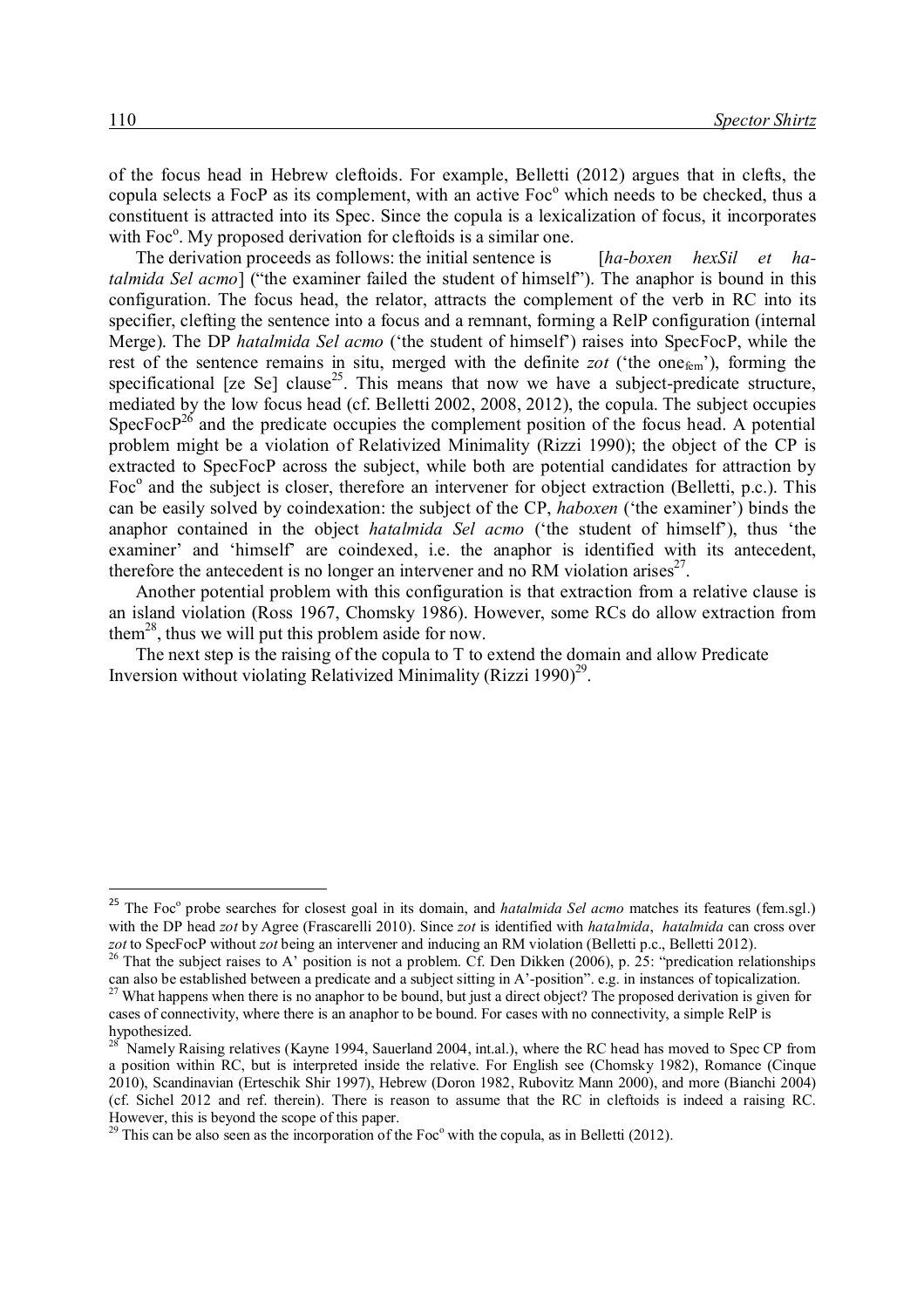of the focus head in Hebrew cleftoids. For example, Belletti (2012) argues that in clefts, the copula selects a FocP as its complement, with an active Foc° which needs to be checked, thus a constituent is attracted into its Spec. Since the copula is a lexicalization of focus, it incorporates with Foc°. My proposed derivation for cleftoids is a similar one.

The derivation proceeds as follows: the initial sentence is [*ha-boxen hexSil et ha-talmida Sel acmo*] ("the examiner failed the student of himself"). The anaphor is bound in this configuration. The focus head, the relator, attracts the complement of the verb in RC into its specifier, clefting the sentence into a focus and a remnant, forming a RelP configuration (internal Merge). The DP *hatalmida Sel acmo* ('the student of himself') raises into SpecFocP, while the rest of the sentence remains in situ, merged with the definite *zot* ('the one$_{fem}$'), forming the specificational [ze Se] clause[25]. This means that now we have a subject-predicate structure, mediated by the low focus head (cf. Belletti 2002, 2008, 2012), the copula. The subject occupies SpecFocP[26] and the predicate occupies the complement position of the focus head. A potential problem might be a violation of Relativized Minimality (Rizzi 1990); the object of the CP is extracted to SpecFocP across the subject, while both are potential candidates for attraction by Foc° and the subject is closer, therefore an intervener for object extraction (Belletti, p.c.). This can be easily solved by coindexation: the subject of the CP, *haboxen* ('the examiner') binds the anaphor contained in the object *hatalmida Sel acmo* ('the student of himself'), thus 'the examiner' and 'himself' are coindexed, i.e. the anaphor is identified with its antecedent, therefore the antecedent is no longer an intervener and no RM violation arises[27].

Another potential problem with this configuration is that extraction from a relative clause is an island violation (Ross 1967, Chomsky 1986). However, some RCs do allow extraction from them[28], thus we will put this problem aside for now.

The next step is the raising of the copula to T to extend the domain and allow Predicate Inversion without violating Relativized Minimality (Rizzi 1990)[29].

---

[25] The Foc° probe searches for closest goal in its domain, and *hatalmida Sel acmo* matches its features (fem.sgl.) with the DP head *zot* by Agree (Frascarelli 2010). Since *zot* is identified with *hatalmida*, *hatalmida* can cross over *zot* to SpecFocP without *zot* being an intervener and inducing an RM violation (Belletti p.c., Belletti 2012).

[26] That the subject raises to A' position is not a problem. Cf. Den Dikken (2006), p. 25: "predication relationships can also be established between a predicate and a subject sitting in A'-position". e.g. in instances of topicalization.

[27] What happens when there is no anaphor to be bound, but just a direct object? The proposed derivation is given for cases of connectivity, where there is an anaphor to be bound. For cases with no connectivity, a simple RelP is hypothesized.

[28] Namely Raising relatives (Kayne 1994, Sauerland 2004, int.al.), where the RC head has moved to Spec CP from a position within RC, but is interpreted inside the relative. For English see (Chomsky 1982), Romance (Cinque 2010), Scandinavian (Erteschik Shir 1997), Hebrew (Doron 1982, Rubovitz Mann 2000), and more (Bianchi 2004) (cf. Sichel 2012 and ref. therein). There is reason to assume that the RC in cleftoids is indeed a raising RC. However, this is beyond the scope of this paper.

[29] This can be also seen as the incorporation of the Foc° with the copula, as in Belletti (2012).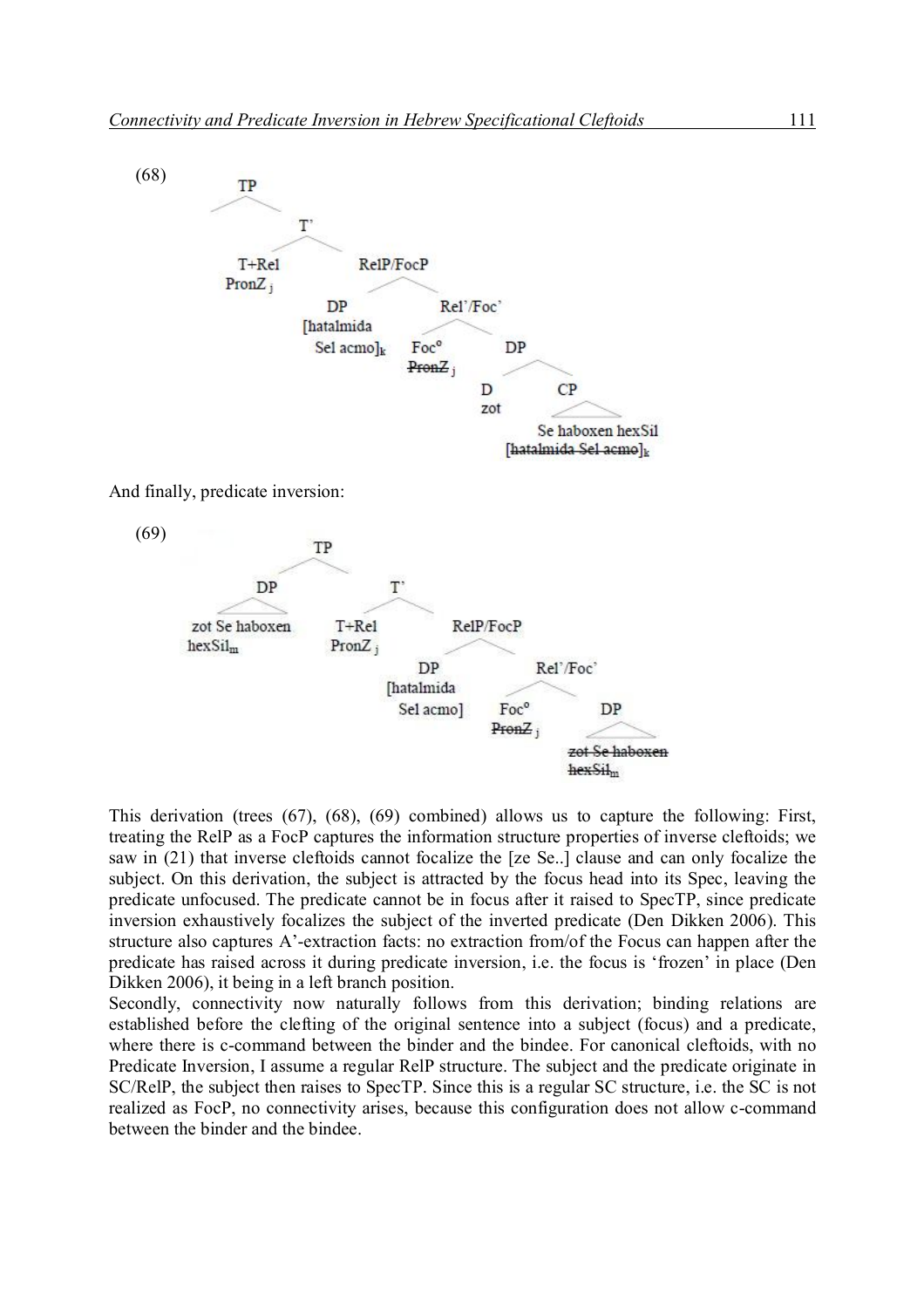(68)

```
TP
└── T'
    ├── T+Rel
    │   PronZ_j
    └── RelP/FocP
        ├── DP
        │   [hatalmida
        │    Sel acmo]_k
        └── Rel'/Foc'
            ├── Foc°
            │   PronZ_j  (struck through)
            └── DP
                ├── D
                │   zot
                └── CP
                    Se haboxen hexSil
                    [hatalmida Sel acmo]_k  (struck through)
```

And finally, predicate inversion:

(69)

```
TP
├── DP
│   zot Se haboxen
│   hexSil_m
└── T'
    ├── T+Rel
    │   PronZ_j
    └── RelP/FocP
        ├── DP
        │   [hatalmida
        │    Sel acmo]
        └── Rel'/Foc'
            ├── Foc°
            │   PronZ_j  (struck through)
            └── DP
                zot Se haboxen
                hexSil_m  (struck through)
```

This derivation (trees (67), (68), (69) combined) allows us to capture the following: First, treating the RelP as a FocP captures the information structure properties of inverse cleftoids; we saw in (21) that inverse cleftoids cannot focalize the [ze Se..] clause and can only focalize the subject. On this derivation, the subject is attracted by the focus head into its Spec, leaving the predicate unfocused. The predicate cannot be in focus after it raised to SpecTP, since predicate inversion exhaustively focalizes the subject of the inverted predicate (Den Dikken 2006). This structure also captures A'-extraction facts: no extraction from/of the Focus can happen after the predicate has raised across it during predicate inversion, i.e. the focus is 'frozen' in place (Den Dikken 2006), it being in a left branch position.

Secondly, connectivity now naturally follows from this derivation; binding relations are established before the clefting of the original sentence into a subject (focus) and a predicate, where there is c-command between the binder and the bindee. For canonical cleftoids, with no Predicate Inversion, I assume a regular RelP structure. The subject and the predicate originate in SC/RelP, the subject then raises to SpecTP. Since this is a regular SC structure, i.e. the SC is not realized as FocP, no connectivity arises, because this configuration does not allow c-command between the binder and the bindee.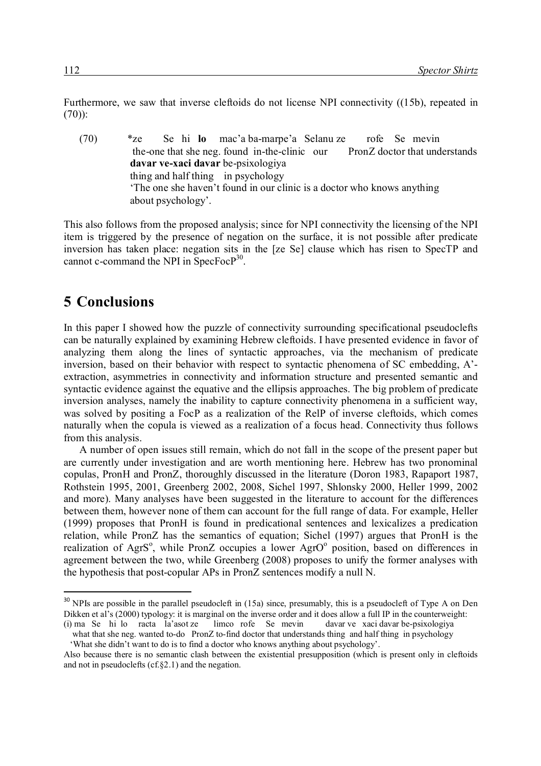Furthermore, we saw that inverse cleftoids do not license NPI connectivity ((15b), repeated in (70)):

(70) \*ze Se hi **lo** mac'a ba-marpe'a Selanu ze rofe Se mevin
the-one that she neg. found in-the-clinic our PronZ doctor that understands
**davar ve-xaci davar** be-psixologiya
thing and half thing in psychology
'The one she haven't found in our clinic is a doctor who knows anything about psychology'.

This also follows from the proposed analysis; since for NPI connectivity the licensing of the NPI item is triggered by the presence of negation on the surface, it is not possible after predicate inversion has taken place: negation sits in the [ze Se] clause which has risen to SpecTP and cannot c-command the NPI in SpecFocP[30].

# 5 Conclusions

In this paper I showed how the puzzle of connectivity surrounding specificational pseudoclefts can be naturally explained by examining Hebrew cleftoids. I have presented evidence in favor of analyzing them along the lines of syntactic approaches, via the mechanism of predicate inversion, based on their behavior with respect to syntactic phenomena of SC embedding, A'-extraction, asymmetries in connectivity and information structure and presented semantic and syntactic evidence against the equative and the ellipsis approaches. The big problem of predicate inversion analyses, namely the inability to capture connectivity phenomena in a sufficient way, was solved by positing a FocP as a realization of the RelP of inverse cleftoids, which comes naturally when the copula is viewed as a realization of a focus head. Connectivity thus follows from this analysis.

A number of open issues still remain, which do not fall in the scope of the present paper but are currently under investigation and are worth mentioning here. Hebrew has two pronominal copulas, PronH and PronZ, thoroughly discussed in the literature (Doron 1983, Rapaport 1987, Rothstein 1995, 2001, Greenberg 2002, 2008, Sichel 1997, Shlonsky 2000, Heller 1999, 2002 and more). Many analyses have been suggested in the literature to account for the differences between them, however none of them can account for the full range of data. For example, Heller (1999) proposes that PronH is found in predicational sentences and lexicalizes a predication relation, while PronZ has the semantics of equation; Sichel (1997) argues that PronH is the realization of AgrS°, while PronZ occupies a lower AgrO° position, based on differences in agreement between the two, while Greenberg (2008) proposes to unify the former analyses with the hypothesis that post-copular APs in PronZ sentences modify a null N.

---

[30] NPIs are possible in the parallel pseudocleft in (15a) since, presumably, this is a pseudocleft of Type A on Den Dikken et al's (2000) typology: it is marginal on the inverse order and it does allow a full IP in the counterweight:
(i) ma Se hi lo racta la'asot ze limco rofe Se mevin davar ve xaci davar be-psixologiya
what that she neg. wanted to-do PronZ to-find doctor that understands thing and half thing in psychology
'What she didn't want to do is to find a doctor who knows anything about psychology'.
Also because there is no semantic clash between the existential presupposition (which is present only in cleftoids and not in pseudoclefts (cf.§2.1) and the negation.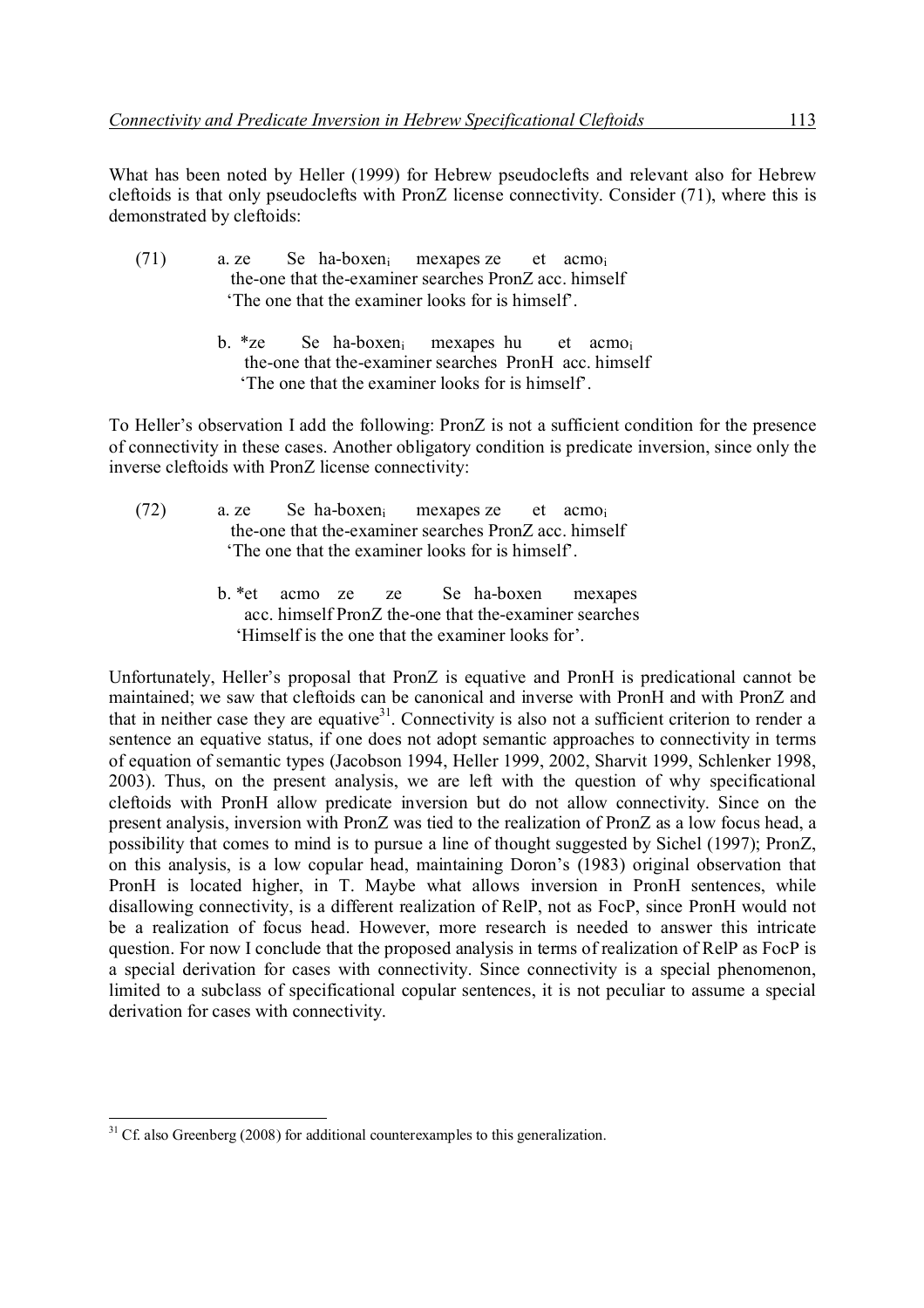What has been noted by Heller (1999) for Hebrew pseudoclefts and relevant also for Hebrew cleftoids is that only pseudoclefts with PronZ license connectivity. Consider (71), where this is demonstrated by cleftoids:

(71) a. ze Se ha-boxen$_i$ mexapes ze et acmo$_i$
the-one that the-examiner searches PronZ acc. himself
'The one that the examiner looks for is himself'.

b. *ze Se ha-boxen$_i$ mexapes hu et acmo$_i$
the-one that the-examiner searches PronH acc. himself
'The one that the examiner looks for is himself'.

To Heller's observation I add the following: PronZ is not a sufficient condition for the presence of connectivity in these cases. Another obligatory condition is predicate inversion, since only the inverse cleftoids with PronZ license connectivity:

(72) a. ze Se ha-boxen$_i$ mexapes ze et acmo$_i$
the-one that the-examiner searches PronZ acc. himself
'The one that the examiner looks for is himself'.

b. *et acmo ze ze Se ha-boxen mexapes
acc. himself PronZ the-one that the-examiner searches
'Himself is the one that the examiner looks for'.

Unfortunately, Heller's proposal that PronZ is equative and PronH is predicational cannot be maintained; we saw that cleftoids can be canonical and inverse with PronH and with PronZ and that in neither case they are equative[31]. Connectivity is also not a sufficient criterion to render a sentence an equative status, if one does not adopt semantic approaches to connectivity in terms of equation of semantic types (Jacobson 1994, Heller 1999, 2002, Sharvit 1999, Schlenker 1998, 2003). Thus, on the present analysis, we are left with the question of why specificational cleftoids with PronH allow predicate inversion but do not allow connectivity. Since on the present analysis, inversion with PronZ was tied to the realization of PronZ as a low focus head, a possibility that comes to mind is to pursue a line of thought suggested by Sichel (1997); PronZ, on this analysis, is a low copular head, maintaining Doron's (1983) original observation that PronH is located higher, in T. Maybe what allows inversion in PronH sentences, while disallowing connectivity, is a different realization of RelP, not as FocP, since PronH would not be a realization of focus head. However, more research is needed to answer this intricate question. For now I conclude that the proposed analysis in terms of realization of RelP as FocP is a special derivation for cases with connectivity. Since connectivity is a special phenomenon, limited to a subclass of specificational copular sentences, it is not peculiar to assume a special derivation for cases with connectivity.

[31] Cf. also Greenberg (2008) for additional counterexamples to this generalization.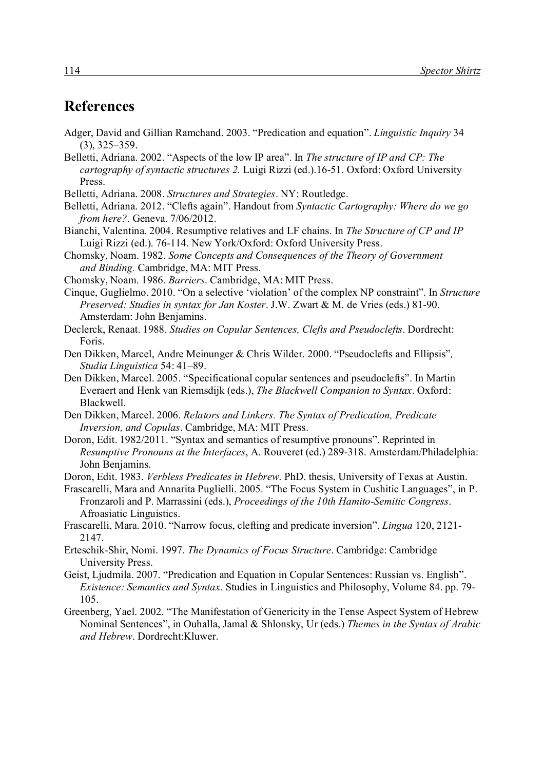## References

Adger, David and Gillian Ramchand. 2003. "Predication and equation". *Linguistic Inquiry* 34 (3), 325–359.

Belletti, Adriana. 2002. "Aspects of the low IP area". In *The structure of IP and CP: The cartography of syntactic structures 2.* Luigi Rizzi (ed.).16-51. Oxford: Oxford University Press.

Belletti, Adriana. 2008. *Structures and Strategies*. NY: Routledge.

Belletti, Adriana. 2012. "Clefts again". Handout from *Syntactic Cartography: Where do we go from here?*. Geneva. 7/06/2012.

Bianchi, Valentina. 2004. Resumptive relatives and LF chains. In *The Structure of CP and IP* Luigi Rizzi (ed.). 76-114. New York/Oxford: Oxford University Press.

Chomsky, Noam. 1982. *Some Concepts and Consequences of the Theory of Government and Binding.* Cambridge, MA: MIT Press.

Chomsky, Noam. 1986. *Barriers*. Cambridge, MA: MIT Press.

Cinque, Guglielmo. 2010. "On a selective 'violation' of the complex NP constraint". In *Structure Preserved: Studies in syntax for Jan Koster*. J.W. Zwart & M. de Vries (eds.) 81-90. Amsterdam: John Benjamins.

Declerck, Renaat. 1988. *Studies on Copular Sentences, Clefts and Pseudoclefts*. Dordrecht: Foris.

Den Dikken, Marcel, Andre Meinunger & Chris Wilder. 2000. "Pseudoclefts and Ellipsis"*, Studia Linguistica* 54: 41–89.

Den Dikken, Marcel. 2005. "Specificational copular sentences and pseudoclefts". In Martin Everaert and Henk van Riemsdijk (eds.), *The Blackwell Companion to Syntax*. Oxford: Blackwell.

Den Dikken, Marcel. 2006. *Relators and Linkers. The Syntax of Predication, Predicate Inversion, and Copulas*. Cambridge, MA: MIT Press.

Doron, Edit. 1982/2011. "Syntax and semantics of resumptive pronouns". Reprinted in *Resumptive Pronouns at the Interfaces*, A. Rouveret (ed.) 289-318. Amsterdam/Philadelphia: John Benjamins.

Doron, Edit. 1983. *Verbless Predicates in Hebrew*. PhD. thesis, University of Texas at Austin.

Frascarelli, Mara and Annarita Puglielli. 2005. "The Focus System in Cushitic Languages", in P. Fronzaroli and P. Marrassini (eds.), *Proceedings of the 10th Hamito-Semitic Congress*. Afroasiatic Linguistics.

Frascarelli, Mara. 2010. "Narrow focus, clefting and predicate inversion". *Lingua* 120, 2121-2147.

Erteschik-Shir, Nomi. 1997. *The Dynamics of Focus Structure*. Cambridge: Cambridge University Press.

Geist, Ljudmila. 2007. "Predication and Equation in Copular Sentences: Russian vs. English". *Existence: Semantics and Syntax.* Studies in Linguistics and Philosophy, Volume 84. pp. 79-105.

Greenberg, Yael. 2002. "The Manifestation of Genericity in the Tense Aspect System of Hebrew Nominal Sentences", in Ouhalla, Jamal & Shlonsky, Ur (eds.) *Themes in the Syntax of Arabic and Hebrew*. Dordrecht:Kluwer.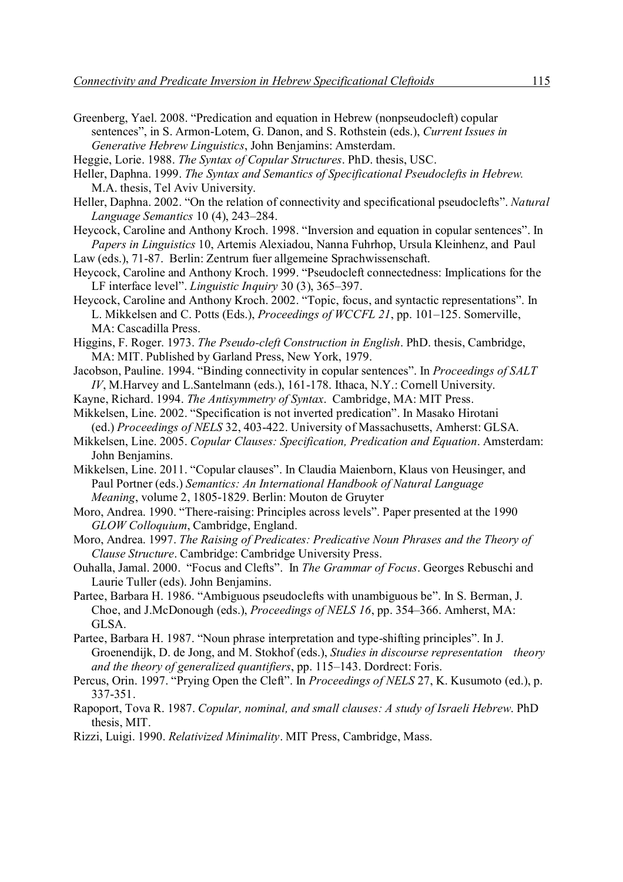Greenberg, Yael. 2008. "Predication and equation in Hebrew (nonpseudocleft) copular sentences", in S. Armon-Lotem, G. Danon, and S. Rothstein (eds.), *Current Issues in Generative Hebrew Linguistics*, John Benjamins: Amsterdam.

Heggie, Lorie. 1988. *The Syntax of Copular Structures*. PhD. thesis, USC.

Heller, Daphna. 1999. *The Syntax and Semantics of Specificational Pseudoclefts in Hebrew.* M.A. thesis, Tel Aviv University.

Heller, Daphna. 2002. "On the relation of connectivity and specificational pseudoclefts". *Natural Language Semantics* 10 (4), 243–284.

Heycock, Caroline and Anthony Kroch. 1998. "Inversion and equation in copular sentences". In *Papers in Linguistics* 10, Artemis Alexiadou, Nanna Fuhrhop, Ursula Kleinhenz, and Paul Law (eds.), 71-87. Berlin: Zentrum fuer allgemeine Sprachwissenschaft.

Heycock, Caroline and Anthony Kroch. 1999. "Pseudocleft connectedness: Implications for the LF interface level". *Linguistic Inquiry* 30 (3), 365–397.

Heycock, Caroline and Anthony Kroch. 2002. "Topic, focus, and syntactic representations". In L. Mikkelsen and C. Potts (Eds.), *Proceedings of WCCFL 21*, pp. 101–125. Somerville, MA: Cascadilla Press.

Higgins, F. Roger. 1973. *The Pseudo-cleft Construction in English*. PhD. thesis, Cambridge, MA: MIT. Published by Garland Press, New York, 1979.

Jacobson, Pauline. 1994. "Binding connectivity in copular sentences". In *Proceedings of SALT IV*, M.Harvey and L.Santelmann (eds.), 161-178. Ithaca, N.Y.: Cornell University.

Kayne, Richard. 1994. *The Antisymmetry of Syntax*. Cambridge, MA: MIT Press.

Mikkelsen, Line. 2002. "Specification is not inverted predication". In Masako Hirotani (ed.) *Proceedings of NELS* 32, 403-422. University of Massachusetts, Amherst: GLSA.

Mikkelsen, Line. 2005. *Copular Clauses: Specification, Predication and Equation*. Amsterdam: John Benjamins.

Mikkelsen, Line. 2011. "Copular clauses". In Claudia Maienborn, Klaus von Heusinger, and Paul Portner (eds.) *Semantics: An International Handbook of Natural Language Meaning*, volume 2, 1805-1829. Berlin: Mouton de Gruyter

Moro, Andrea. 1990. "There-raising: Principles across levels". Paper presented at the 1990 *GLOW Colloquium*, Cambridge, England.

Moro, Andrea. 1997. *The Raising of Predicates: Predicative Noun Phrases and the Theory of Clause Structure*. Cambridge: Cambridge University Press.

Ouhalla, Jamal. 2000. "Focus and Clefts". In *The Grammar of Focus*. Georges Rebuschi and Laurie Tuller (eds). John Benjamins.

Partee, Barbara H. 1986. "Ambiguous pseudoclefts with unambiguous be". In S. Berman, J. Choe, and J.McDonough (eds.), *Proceedings of NELS 16*, pp. 354–366. Amherst, MA: GLSA.

Partee, Barbara H. 1987. "Noun phrase interpretation and type-shifting principles". In J. Groenendijk, D. de Jong, and M. Stokhof (eds.), *Studies in discourse representation theory and the theory of generalized quantifiers*, pp. 115–143. Dordrect: Foris.

Percus, Orin. 1997. "Prying Open the Cleft". In *Proceedings of NELS* 27, K. Kusumoto (ed.), p. 337-351.

Rapoport, Tova R. 1987. *Copular, nominal, and small clauses: A study of Israeli Hebrew*. PhD thesis, MIT.

Rizzi, Luigi. 1990. *Relativized Minimality*. MIT Press, Cambridge, Mass.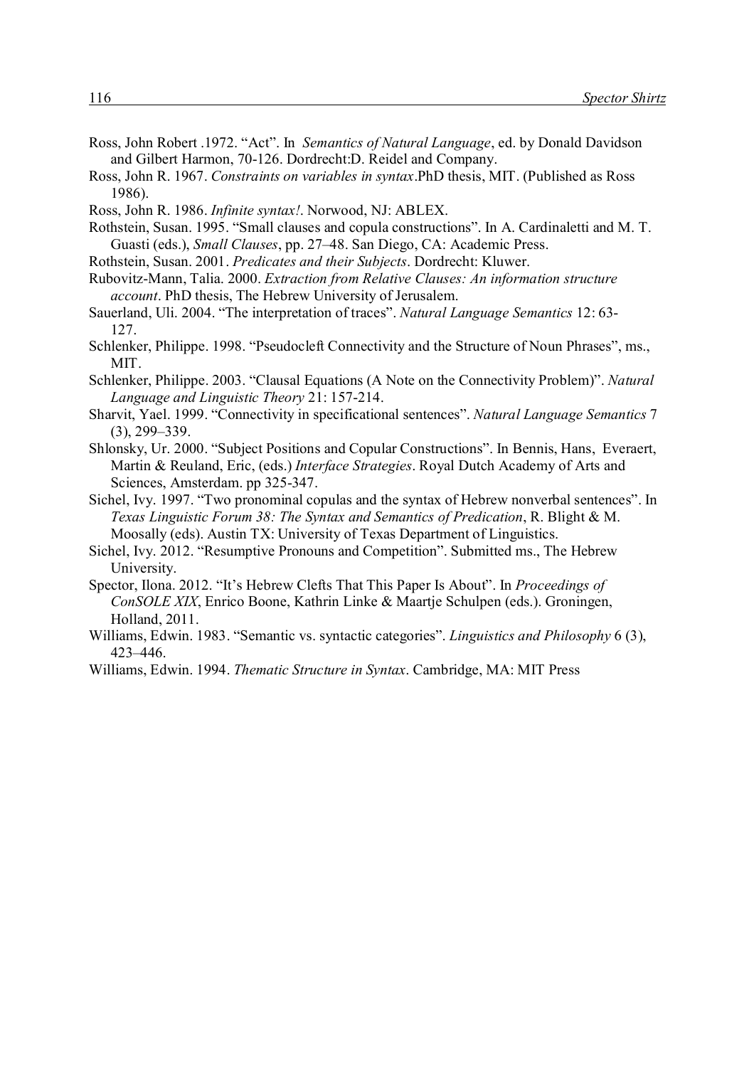Ross, John Robert .1972. "Act". In *Semantics of Natural Language*, ed. by Donald Davidson and Gilbert Harmon, 70-126. Dordrecht:D. Reidel and Company.

Ross, John R. 1967. *Constraints on variables in syntax*.PhD thesis, MIT. (Published as Ross 1986).

Ross, John R. 1986. *Infinite syntax!*. Norwood, NJ: ABLEX.

Rothstein, Susan. 1995. "Small clauses and copula constructions". In A. Cardinaletti and M. T. Guasti (eds.), *Small Clauses*, pp. 27–48. San Diego, CA: Academic Press.

Rothstein, Susan. 2001. *Predicates and their Subjects*. Dordrecht: Kluwer.

Rubovitz-Mann, Talia. 2000. *Extraction from Relative Clauses: An information structure account*. PhD thesis, The Hebrew University of Jerusalem.

Sauerland, Uli. 2004. "The interpretation of traces". *Natural Language Semantics* 12: 63-127.

Schlenker, Philippe. 1998. "Pseudocleft Connectivity and the Structure of Noun Phrases", ms., MIT.

Schlenker, Philippe. 2003. "Clausal Equations (A Note on the Connectivity Problem)". *Natural Language and Linguistic Theory* 21: 157-214.

Sharvit, Yael. 1999. "Connectivity in specificational sentences". *Natural Language Semantics* 7 (3), 299–339.

Shlonsky, Ur. 2000. "Subject Positions and Copular Constructions". In Bennis, Hans, Everaert, Martin & Reuland, Eric, (eds.) *Interface Strategies*. Royal Dutch Academy of Arts and Sciences, Amsterdam. pp 325-347.

Sichel, Ivy. 1997. "Two pronominal copulas and the syntax of Hebrew nonverbal sentences". In *Texas Linguistic Forum 38: The Syntax and Semantics of Predication*, R. Blight & M. Moosally (eds). Austin TX: University of Texas Department of Linguistics.

Sichel, Ivy. 2012. "Resumptive Pronouns and Competition". Submitted ms., The Hebrew University.

Spector, Ilona. 2012. "It's Hebrew Clefts That This Paper Is About". In *Proceedings of ConSOLE XIX*, Enrico Boone, Kathrin Linke & Maartje Schulpen (eds.). Groningen, Holland, 2011.

Williams, Edwin. 1983. "Semantic vs. syntactic categories". *Linguistics and Philosophy* 6 (3), 423–446.

Williams, Edwin. 1994. *Thematic Structure in Syntax*. Cambridge, MA: MIT Press